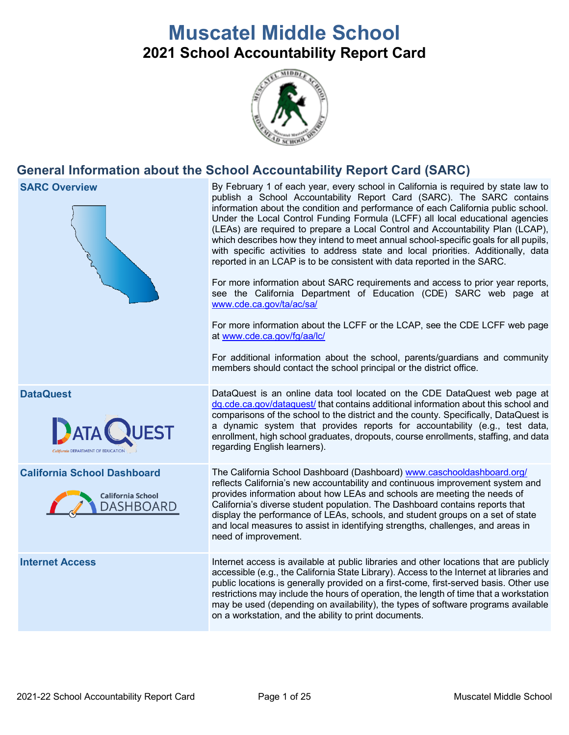# Muscatel Middle School

## 2021 School Accountability Report Card

## General Information about the School Accountability Report Card (SARC)

| | |
|---|---|
| **SARC Overview** | By February 1 of each year, every school in California is required by state law to publish a School Accountability Report Card (SARC). The SARC contains information about the condition and performance of each California public school. Under the Local Control Funding Formula (LCFF) all local educational agencies (LEAs) are required to prepare a Local Control and Accountability Plan (LCAP), which describes how they intend to meet annual school-specific goals for all pupils, with specific activities to address state and local priorities. Additionally, data reported in an LCAP is to be consistent with data reported in the SARC.<br><br>For more information about SARC requirements and access to prior year reports, see the California Department of Education (CDE) SARC web page at www.cde.ca.gov/ta/ac/sa/<br><br>For more information about the LCFF or the LCAP, see the CDE LCFF web page at www.cde.ca.gov/fg/aa/lc/<br><br>For additional information about the school, parents/guardians and community members should contact the school principal or the district office. |
| **DataQuest** | DataQuest is an online data tool located on the CDE DataQuest web page at dq.cde.ca.gov/dataquest/ that contains additional information about this school and comparisons of the school to the district and the county. Specifically, DataQuest is a dynamic system that provides reports for accountability (e.g., test data, enrollment, high school graduates, dropouts, course enrollments, staffing, and data regarding English learners). |
| **California School Dashboard** | The California School Dashboard (Dashboard) www.caschooldashboard.org/ reflects California's new accountability and continuous improvement system and provides information about how LEAs and schools are meeting the needs of California's diverse student population. The Dashboard contains reports that display the performance of LEAs, schools, and student groups on a set of state and local measures to assist in identifying strengths, challenges, and areas in need of improvement. |
| **Internet Access** | Internet access is available at public libraries and other locations that are publicly accessible (e.g., the California State Library). Access to the Internet at libraries and public locations is generally provided on a first-come, first-served basis. Other use restrictions may include the hours of operation, the length of time that a workstation may be used (depending on availability), the types of software programs available on a workstation, and the ability to print documents. |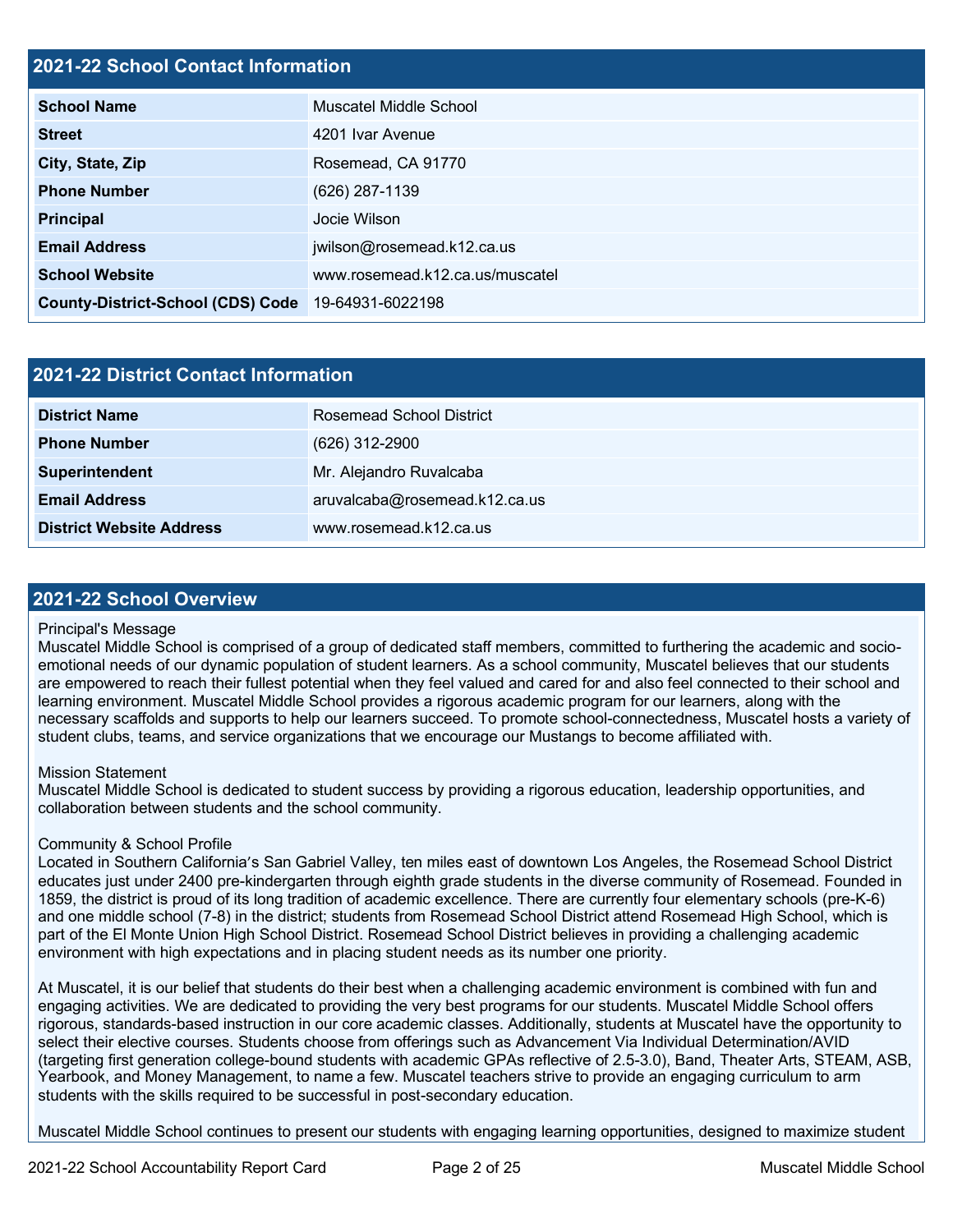## 2021-22 School Contact Information

| 2021-22 School Contact Information | |
|---|---|
| **School Name** | Muscatel Middle School |
| **Street** | 4201 Ivar Avenue |
| **City, State, Zip** | Rosemead, CA 91770 |
| **Phone Number** | (626) 287-1139 |
| **Principal** | Jocie Wilson |
| **Email Address** | jwilson@rosemead.k12.ca.us |
| **School Website** | www.rosemead.k12.ca.us/muscatel |
| **County-District-School (CDS) Code** | 19-64931-6022198 |

## 2021-22 District Contact Information

| 2021-22 District Contact Information | |
|---|---|
| **District Name** | Rosemead School District |
| **Phone Number** | (626) 312-2900 |
| **Superintendent** | Mr. Alejandro Ruvalcaba |
| **Email Address** | aruvalcaba@rosemead.k12.ca.us |
| **District Website Address** | www.rosemead.k12.ca.us |

## 2021-22 School Overview

Principal's Message
Muscatel Middle School is comprised of a group of dedicated staff members, committed to furthering the academic and socio-emotional needs of our dynamic population of student learners. As a school community, Muscatel believes that our students are empowered to reach their fullest potential when they feel valued and cared for and also feel connected to their school and learning environment. Muscatel Middle School provides a rigorous academic program for our learners, along with the necessary scaffolds and supports to help our learners succeed. To promote school-connectedness, Muscatel hosts a variety of student clubs, teams, and service organizations that we encourage our Mustangs to become affiliated with.

Mission Statement
Muscatel Middle School is dedicated to student success by providing a rigorous education, leadership opportunities, and collaboration between students and the school community.

Community & School Profile
Located in Southern California's San Gabriel Valley, ten miles east of downtown Los Angeles, the Rosemead School District educates just under 2400 pre-kindergarten through eighth grade students in the diverse community of Rosemead. Founded in 1859, the district is proud of its long tradition of academic excellence. There are currently four elementary schools (pre-K-6) and one middle school (7-8) in the district; students from Rosemead School District attend Rosemead High School, which is part of the El Monte Union High School District. Rosemead School District believes in providing a challenging academic environment with high expectations and in placing student needs as its number one priority.

At Muscatel, it is our belief that students do their best when a challenging academic environment is combined with fun and engaging activities. We are dedicated to providing the very best programs for our students. Muscatel Middle School offers rigorous, standards-based instruction in our core academic classes. Additionally, students at Muscatel have the opportunity to select their elective courses. Students choose from offerings such as Advancement Via Individual Determination/AVID (targeting first generation college-bound students with academic GPAs reflective of 2.5-3.0), Band, Theater Arts, STEAM, ASB, Yearbook, and Money Management, to name a few. Muscatel teachers strive to provide an engaging curriculum to arm students with the skills required to be successful in post-secondary education.

Muscatel Middle School continues to present our students with engaging learning opportunities, designed to maximize student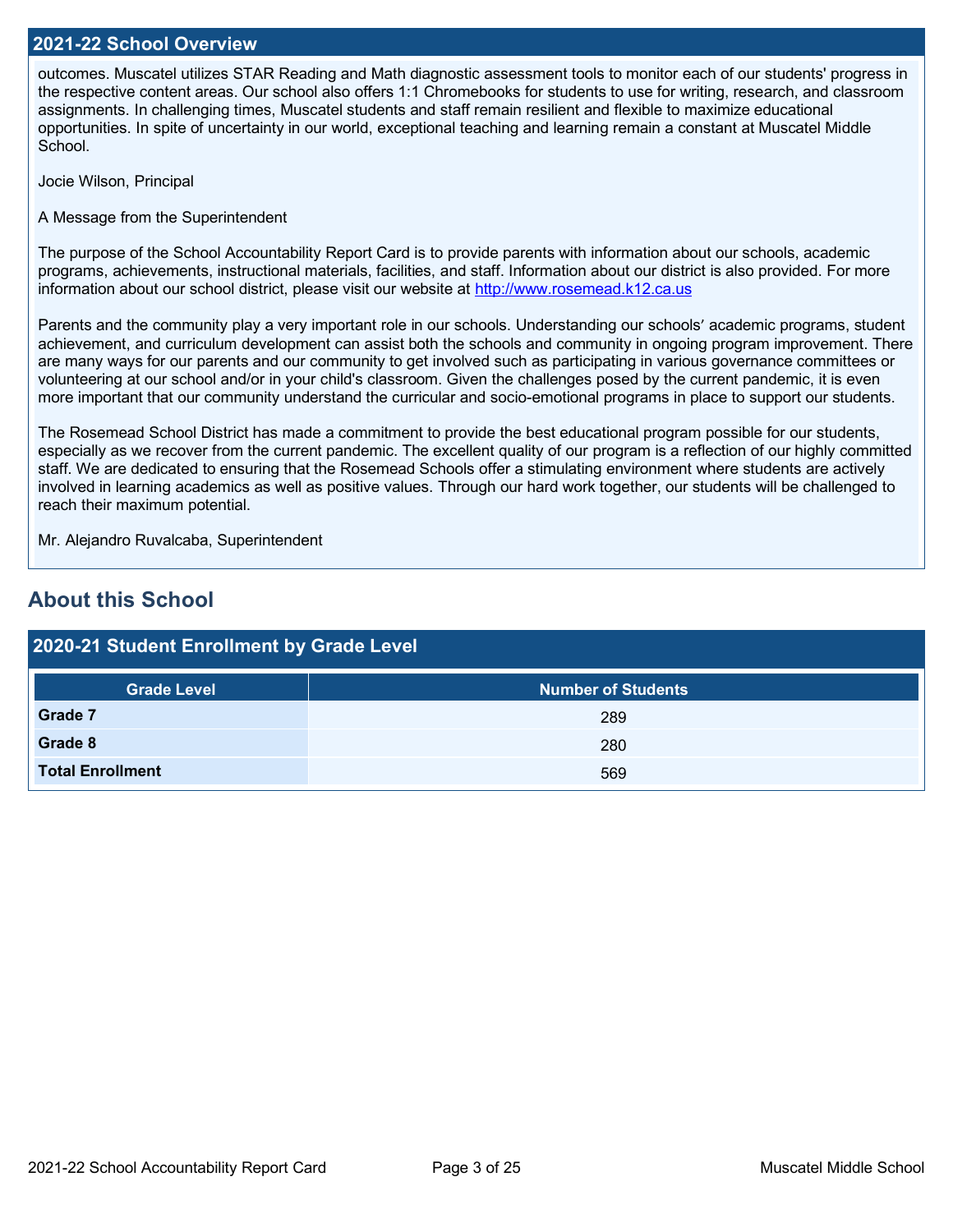## 2021-22 School Overview

outcomes. Muscatel utilizes STAR Reading and Math diagnostic assessment tools to monitor each of our students' progress in the respective content areas. Our school also offers 1:1 Chromebooks for students to use for writing, research, and classroom assignments. In challenging times, Muscatel students and staff remain resilient and flexible to maximize educational opportunities. In spite of uncertainty in our world, exceptional teaching and learning remain a constant at Muscatel Middle School.

Jocie Wilson, Principal

A Message from the Superintendent

The purpose of the School Accountability Report Card is to provide parents with information about our schools, academic programs, achievements, instructional materials, facilities, and staff. Information about our district is also provided. For more information about our school district, please visit our website at [http://www.rosemead.k12.ca.us](http://www.rosemead.k12.ca.us)

Parents and the community play a very important role in our schools. Understanding our schools' academic programs, student achievement, and curriculum development can assist both the schools and community in ongoing program improvement. There are many ways for our parents and our community to get involved such as participating in various governance committees or volunteering at our school and/or in your child's classroom. Given the challenges posed by the current pandemic, it is even more important that our community understand the curricular and socio-emotional programs in place to support our students.

The Rosemead School District has made a commitment to provide the best educational program possible for our students, especially as we recover from the current pandemic. The excellent quality of our program is a reflection of our highly committed staff. We are dedicated to ensuring that the Rosemead Schools offer a stimulating environment where students are actively involved in learning academics as well as positive values. Through our hard work together, our students will be challenged to reach their maximum potential.

Mr. Alejandro Ruvalcaba, Superintendent

# About this School

## 2020-21 Student Enrollment by Grade Level

| Grade Level | Number of Students |
|---|---|
| **Grade 7** | 289 |
| **Grade 8** | 280 |
| **Total Enrollment** | 569 |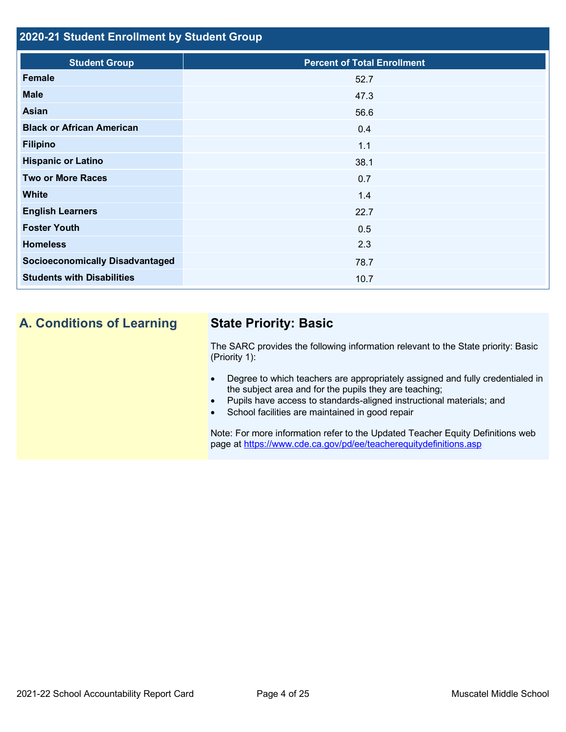## 2020-21 Student Enrollment by Student Group

| Student Group | Percent of Total Enrollment |
|---|---|
| **Female** | 52.7 |
| **Male** | 47.3 |
| **Asian** | 56.6 |
| **Black or African American** | 0.4 |
| **Filipino** | 1.1 |
| **Hispanic or Latino** | 38.1 |
| **Two or More Races** | 0.7 |
| **White** | 1.4 |
| **English Learners** | 22.7 |
| **Foster Youth** | 0.5 |
| **Homeless** | 2.3 |
| **Socioeconomically Disadvantaged** | 78.7 |
| **Students with Disabilities** | 10.7 |

## A. Conditions of Learning

### State Priority: Basic

The SARC provides the following information relevant to the State priority: Basic (Priority 1):

- Degree to which teachers are appropriately assigned and fully credentialed in the subject area and for the pupils they are teaching;
- Pupils have access to standards-aligned instructional materials; and
- School facilities are maintained in good repair

Note: For more information refer to the Updated Teacher Equity Definitions web page at https://www.cde.ca.gov/pd/ee/teacherequitydefinitions.asp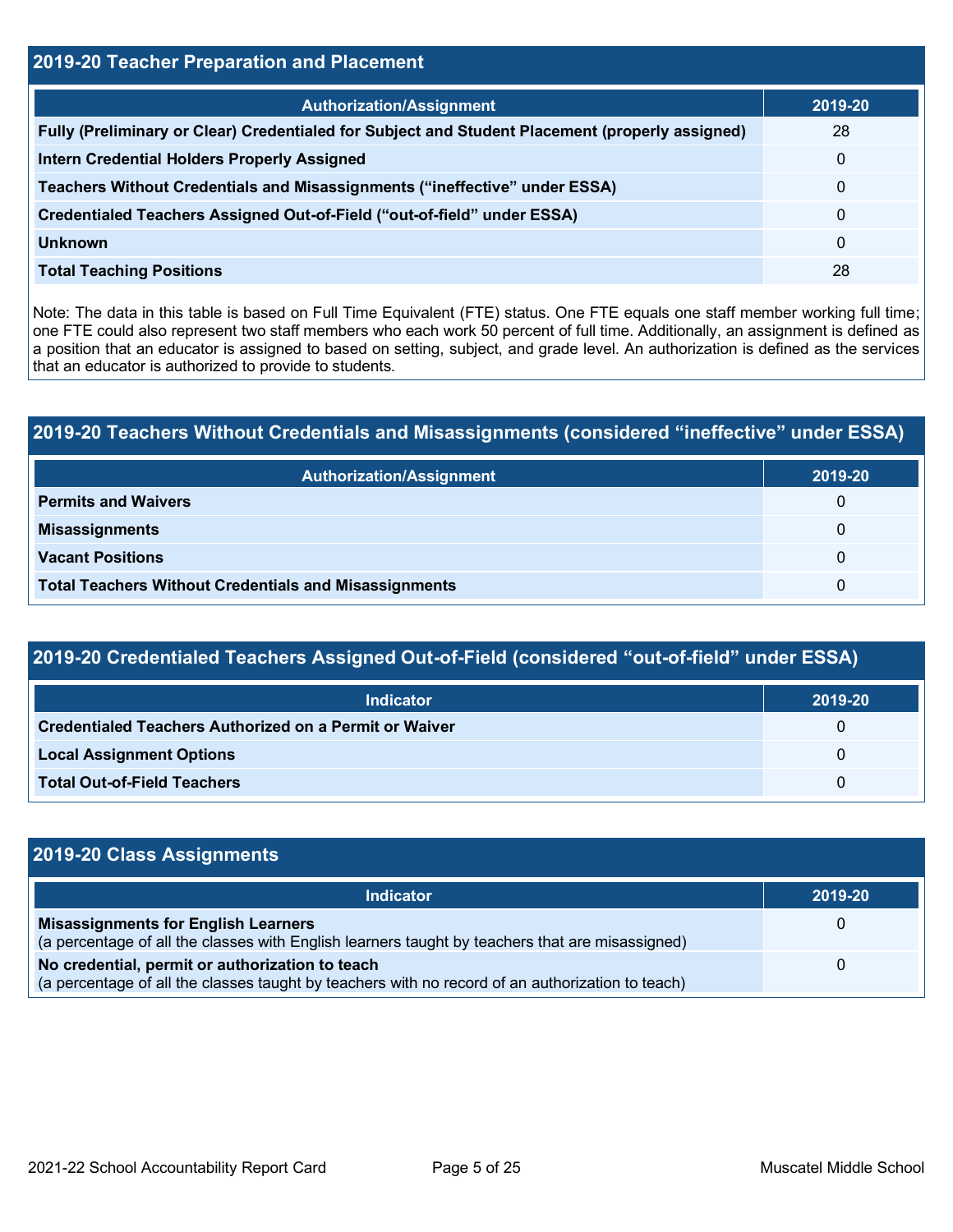## 2019-20 Teacher Preparation and Placement

| Authorization/Assignment | 2019-20 |
| --- | --- |
| **Fully (Preliminary or Clear) Credentialed for Subject and Student Placement (properly assigned)** | 28 |
| **Intern Credential Holders Properly Assigned** | 0 |
| **Teachers Without Credentials and Misassignments ("ineffective" under ESSA)** | 0 |
| **Credentialed Teachers Assigned Out-of-Field ("out-of-field" under ESSA)** | 0 |
| **Unknown** | 0 |
| **Total Teaching Positions** | 28 |

Note: The data in this table is based on Full Time Equivalent (FTE) status. One FTE equals one staff member working full time; one FTE could also represent two staff members who each work 50 percent of full time. Additionally, an assignment is defined as a position that an educator is assigned to based on setting, subject, and grade level. An authorization is defined as the services that an educator is authorized to provide to students.

## 2019-20 Teachers Without Credentials and Misassignments (considered "ineffective" under ESSA)

| Authorization/Assignment | 2019-20 |
| --- | --- |
| **Permits and Waivers** | 0 |
| **Misassignments** | 0 |
| **Vacant Positions** | 0 |
| **Total Teachers Without Credentials and Misassignments** | 0 |

## 2019-20 Credentialed Teachers Assigned Out-of-Field (considered "out-of-field" under ESSA)

| Indicator | 2019-20 |
| --- | --- |
| **Credentialed Teachers Authorized on a Permit or Waiver** | 0 |
| **Local Assignment Options** | 0 |
| **Total Out-of-Field Teachers** | 0 |

## 2019-20 Class Assignments

| Indicator | 2019-20 |
| --- | --- |
| **Misassignments for English Learners** (a percentage of all the classes with English learners taught by teachers that are misassigned) | 0 |
| **No credential, permit or authorization to teach** (a percentage of all the classes taught by teachers with no record of an authorization to teach) | 0 |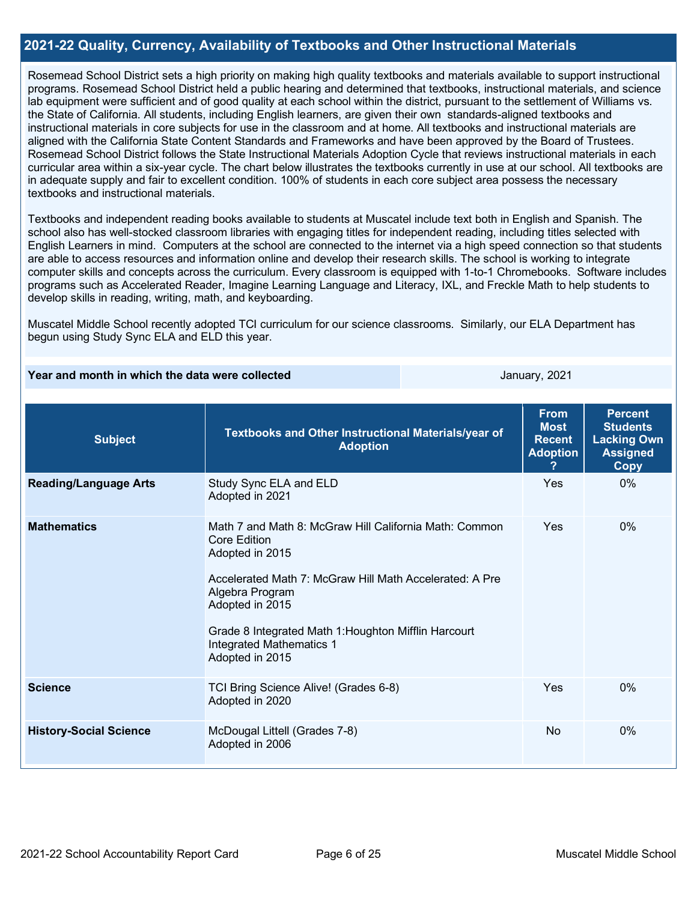## 2021-22 Quality, Currency, Availability of Textbooks and Other Instructional Materials

Rosemead School District sets a high priority on making high quality textbooks and materials available to support instructional programs. Rosemead School District held a public hearing and determined that textbooks, instructional materials, and science lab equipment were sufficient and of good quality at each school within the district, pursuant to the settlement of Williams vs. the State of California. All students, including English learners, are given their own standards-aligned textbooks and instructional materials in core subjects for use in the classroom and at home. All textbooks and instructional materials are aligned with the California State Content Standards and Frameworks and have been approved by the Board of Trustees. Rosemead School District follows the State Instructional Materials Adoption Cycle that reviews instructional materials in each curricular area within a six-year cycle. The chart below illustrates the textbooks currently in use at our school. All textbooks are in adequate supply and fair to excellent condition. 100% of students in each core subject area possess the necessary textbooks and instructional materials.

Textbooks and independent reading books available to students at Muscatel include text both in English and Spanish. The school also has well-stocked classroom libraries with engaging titles for independent reading, including titles selected with English Learners in mind. Computers at the school are connected to the internet via a high speed connection so that students are able to access resources and information online and develop their research skills. The school is working to integrate computer skills and concepts across the curriculum. Every classroom is equipped with 1-to-1 Chromebooks. Software includes programs such as Accelerated Reader, Imagine Learning Language and Literacy, IXL, and Freckle Math to help students to develop skills in reading, writing, math, and keyboarding.

Muscatel Middle School recently adopted TCI curriculum for our science classrooms. Similarly, our ELA Department has begun using Study Sync ELA and ELD this year.

| Year and month in which the data were collected | January, 2021 |
|---|---|

| Subject | Textbooks and Other Instructional Materials/year of Adoption | From Most Recent Adoption ? | Percent Students Lacking Own Assigned Copy |
|---|---|---|---|
| **Reading/Language Arts** | Study Sync ELA and ELD<br>Adopted in 2021 | Yes | 0% |
| **Mathematics** | Math 7 and Math 8: McGraw Hill California Math: Common Core Edition<br>Adopted in 2015<br><br>Accelerated Math 7: McGraw Hill Math Accelerated: A Pre Algebra Program<br>Adopted in 2015<br><br>Grade 8 Integrated Math 1:Houghton Mifflin Harcourt Integrated Mathematics 1<br>Adopted in 2015 | Yes | 0% |
| **Science** | TCI Bring Science Alive! (Grades 6-8)<br>Adopted in 2020 | Yes | 0% |
| **History-Social Science** | McDougal Littell (Grades 7-8)<br>Adopted in 2006 | No | 0% |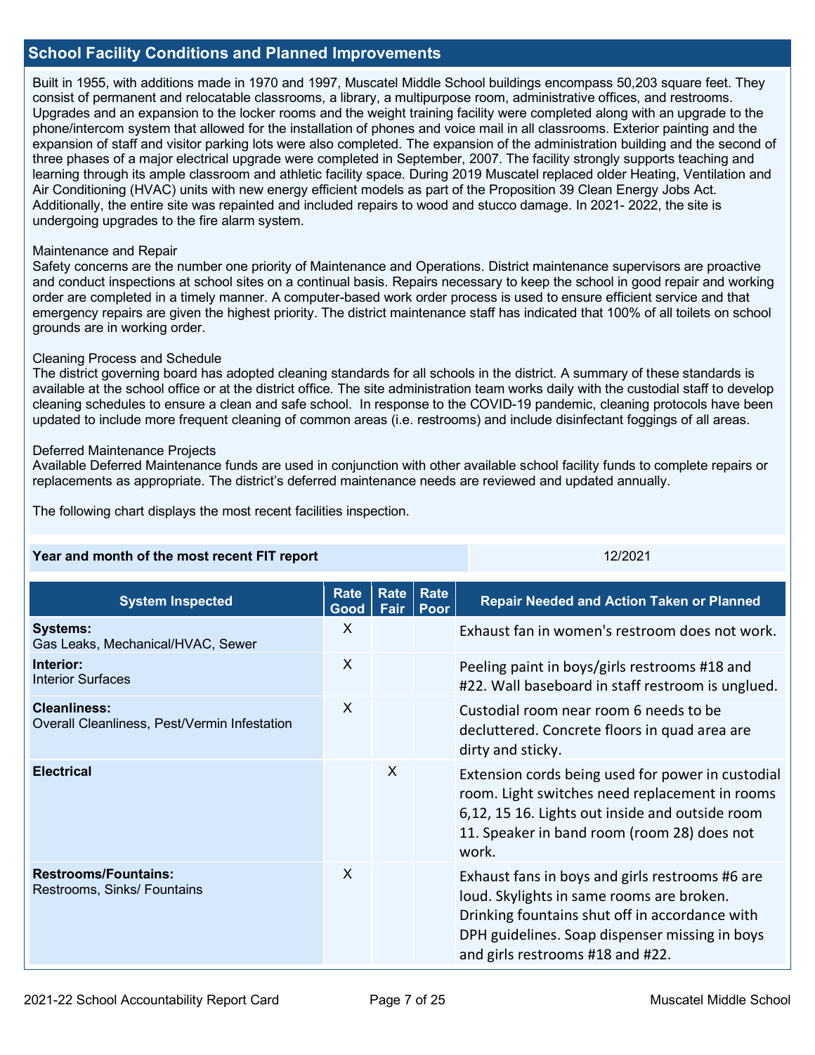## School Facility Conditions and Planned Improvements

Built in 1955, with additions made in 1970 and 1997, Muscatel Middle School buildings encompass 50,203 square feet. They consist of permanent and relocatable classrooms, a library, a multipurpose room, administrative offices, and restrooms. Upgrades and an expansion to the locker rooms and the weight training facility were completed along with an upgrade to the phone/intercom system that allowed for the installation of phones and voice mail in all classrooms. Exterior painting and the expansion of staff and visitor parking lots were also completed. The expansion of the administration building and the second of three phases of a major electrical upgrade were completed in September, 2007. The facility strongly supports teaching and learning through its ample classroom and athletic facility space. During 2019 Muscatel replaced older Heating, Ventilation and Air Conditioning (HVAC) units with new energy efficient models as part of the Proposition 39 Clean Energy Jobs Act. Additionally, the entire site was repainted and included repairs to wood and stucco damage. In 2021- 2022, the site is undergoing upgrades to the fire alarm system.

Maintenance and Repair
Safety concerns are the number one priority of Maintenance and Operations. District maintenance supervisors are proactive and conduct inspections at school sites on a continual basis. Repairs necessary to keep the school in good repair and working order are completed in a timely manner. A computer-based work order process is used to ensure efficient service and that emergency repairs are given the highest priority. The district maintenance staff has indicated that 100% of all toilets on school grounds are in working order.

Cleaning Process and Schedule
The district governing board has adopted cleaning standards for all schools in the district. A summary of these standards is available at the school office or at the district office. The site administration team works daily with the custodial staff to develop cleaning schedules to ensure a clean and safe school. In response to the COVID-19 pandemic, cleaning protocols have been updated to include more frequent cleaning of common areas (i.e. restrooms) and include disinfectant foggings of all areas.

Deferred Maintenance Projects
Available Deferred Maintenance funds are used in conjunction with other available school facility funds to complete repairs or replacements as appropriate. The district's deferred maintenance needs are reviewed and updated annually.

The following chart displays the most recent facilities inspection.

| Year and month of the most recent FIT report | 12/2021 |
|---|---|

| System Inspected | Rate Good | Rate Fair | Rate Poor | Repair Needed and Action Taken or Planned |
|---|---|---|---|---|
| **Systems:** Gas Leaks, Mechanical/HVAC, Sewer | X | | | Exhaust fan in women's restroom does not work. |
| **Interior:** Interior Surfaces | X | | | Peeling paint in boys/girls restrooms #18 and #22. Wall baseboard in staff restroom is unglued. |
| **Cleanliness:** Overall Cleanliness, Pest/Vermin Infestation | X | | | Custodial room near room 6 needs to be decluttered. Concrete floors in quad area are dirty and sticky. |
| **Electrical** | | X | | Extension cords being used for power in custodial room. Light switches need replacement in rooms 6,12, 15 16. Lights out inside and outside room 11. Speaker in band room (room 28) does not work. |
| **Restrooms/Fountains:** Restrooms, Sinks/ Fountains | X | | | Exhaust fans in boys and girls restrooms #6 are loud. Skylights in same rooms are broken. Drinking fountains shut off in accordance with DPH guidelines. Soap dispenser missing in boys and girls restrooms #18 and #22. |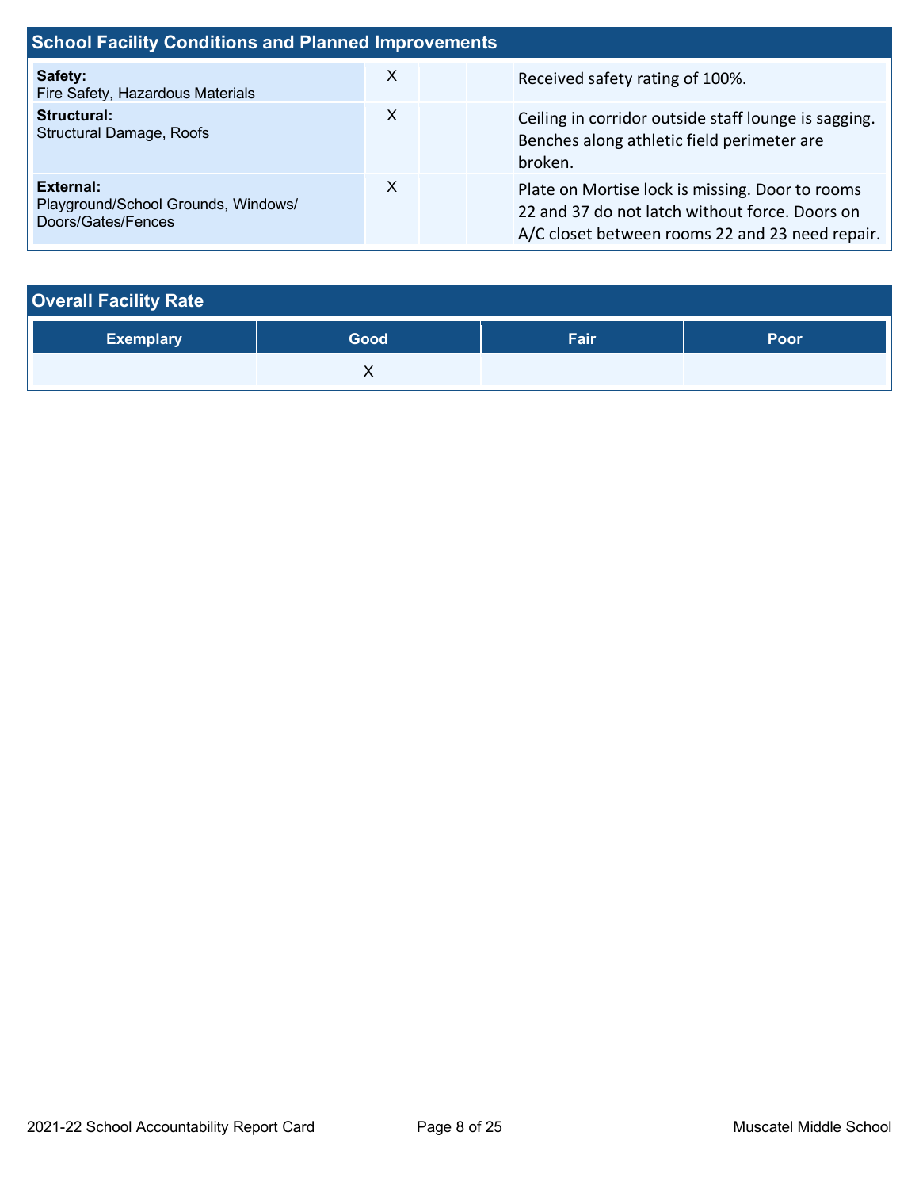## School Facility Conditions and Planned Improvements

| System Inspected | Good | Fair | Poor | Repair Needed and Action Taken or Planned |
|---|---|---|---|---|
| **Safety:** Fire Safety, Hazardous Materials | X | | | Received safety rating of 100%. |
| **Structural:** Structural Damage, Roofs | X | | | Ceiling in corridor outside staff lounge is sagging. Benches along athletic field perimeter are broken. |
| **External:** Playground/School Grounds, Windows/ Doors/Gates/Fences | X | | | Plate on Mortise lock is missing. Door to rooms 22 and 37 do not latch without force. Doors on A/C closet between rooms 22 and 23 need repair. |

## Overall Facility Rate

| Exemplary | Good | Fair | Poor |
|---|---|---|---|
| | X | | |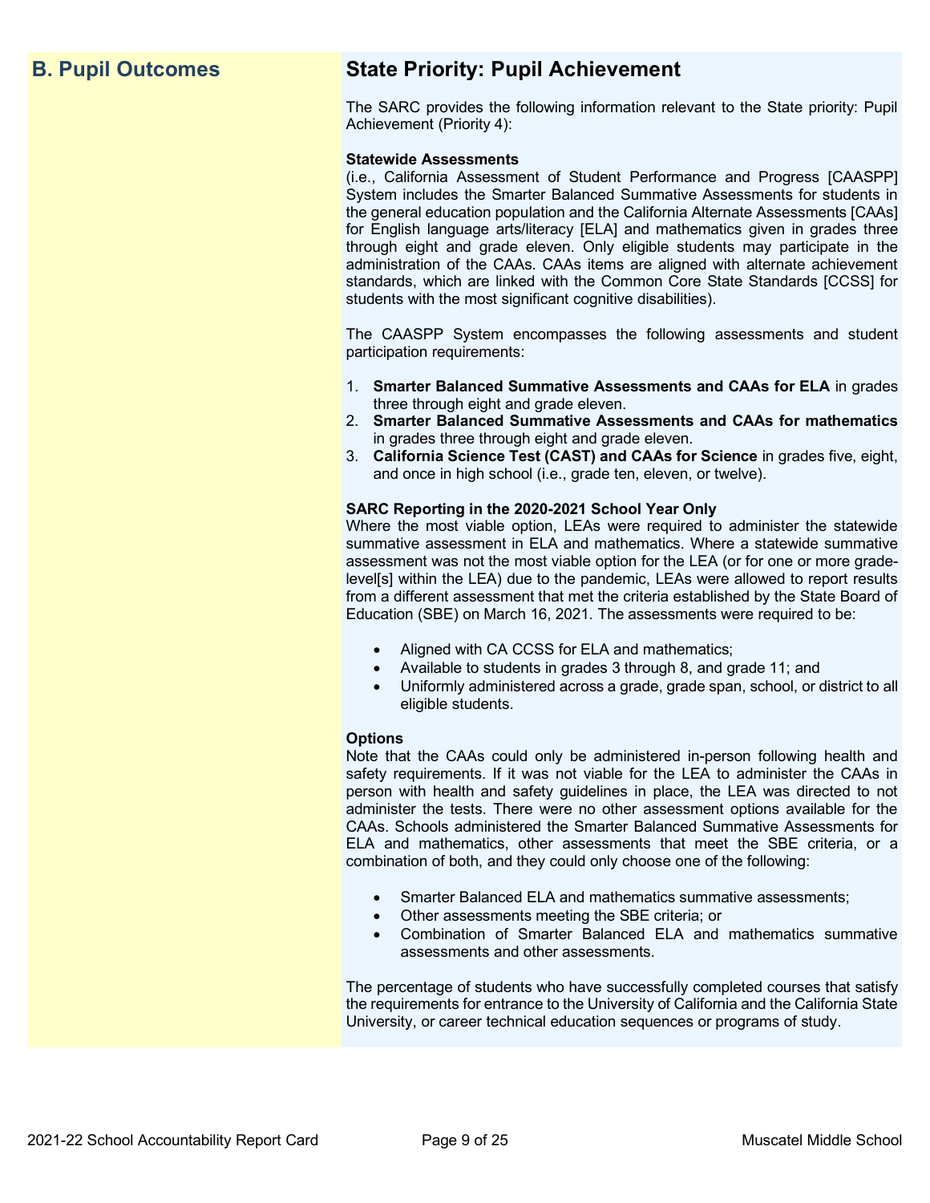## B. Pupil Outcomes

## State Priority: Pupil Achievement

The SARC provides the following information relevant to the State priority: Pupil Achievement (Priority 4):

**Statewide Assessments**
(i.e., California Assessment of Student Performance and Progress [CAASPP] System includes the Smarter Balanced Summative Assessments for students in the general education population and the California Alternate Assessments [CAAs] for English language arts/literacy [ELA] and mathematics given in grades three through eight and grade eleven. Only eligible students may participate in the administration of the CAAs. CAAs items are aligned with alternate achievement standards, which are linked with the Common Core State Standards [CCSS] for students with the most significant cognitive disabilities).

The CAASPP System encompasses the following assessments and student participation requirements:

1. **Smarter Balanced Summative Assessments and CAAs for ELA** in grades three through eight and grade eleven.
2. **Smarter Balanced Summative Assessments and CAAs for mathematics** in grades three through eight and grade eleven.
3. **California Science Test (CAST) and CAAs for Science** in grades five, eight, and once in high school (i.e., grade ten, eleven, or twelve).

**SARC Reporting in the 2020-2021 School Year Only**
Where the most viable option, LEAs were required to administer the statewide summative assessment in ELA and mathematics. Where a statewide summative assessment was not the most viable option for the LEA (or for one or more grade-level[s] within the LEA) due to the pandemic, LEAs were allowed to report results from a different assessment that met the criteria established by the State Board of Education (SBE) on March 16, 2021. The assessments were required to be:

- Aligned with CA CCSS for ELA and mathematics;
- Available to students in grades 3 through 8, and grade 11; and
- Uniformly administered across a grade, grade span, school, or district to all eligible students.

**Options**
Note that the CAAs could only be administered in-person following health and safety requirements. If it was not viable for the LEA to administer the CAAs in person with health and safety guidelines in place, the LEA was directed to not administer the tests. There were no other assessment options available for the CAAs. Schools administered the Smarter Balanced Summative Assessments for ELA and mathematics, other assessments that meet the SBE criteria, or a combination of both, and they could only choose one of the following:

- Smarter Balanced ELA and mathematics summative assessments;
- Other assessments meeting the SBE criteria; or
- Combination of Smarter Balanced ELA and mathematics summative assessments and other assessments.

The percentage of students who have successfully completed courses that satisfy the requirements for entrance to the University of California and the California State University, or career technical education sequences or programs of study.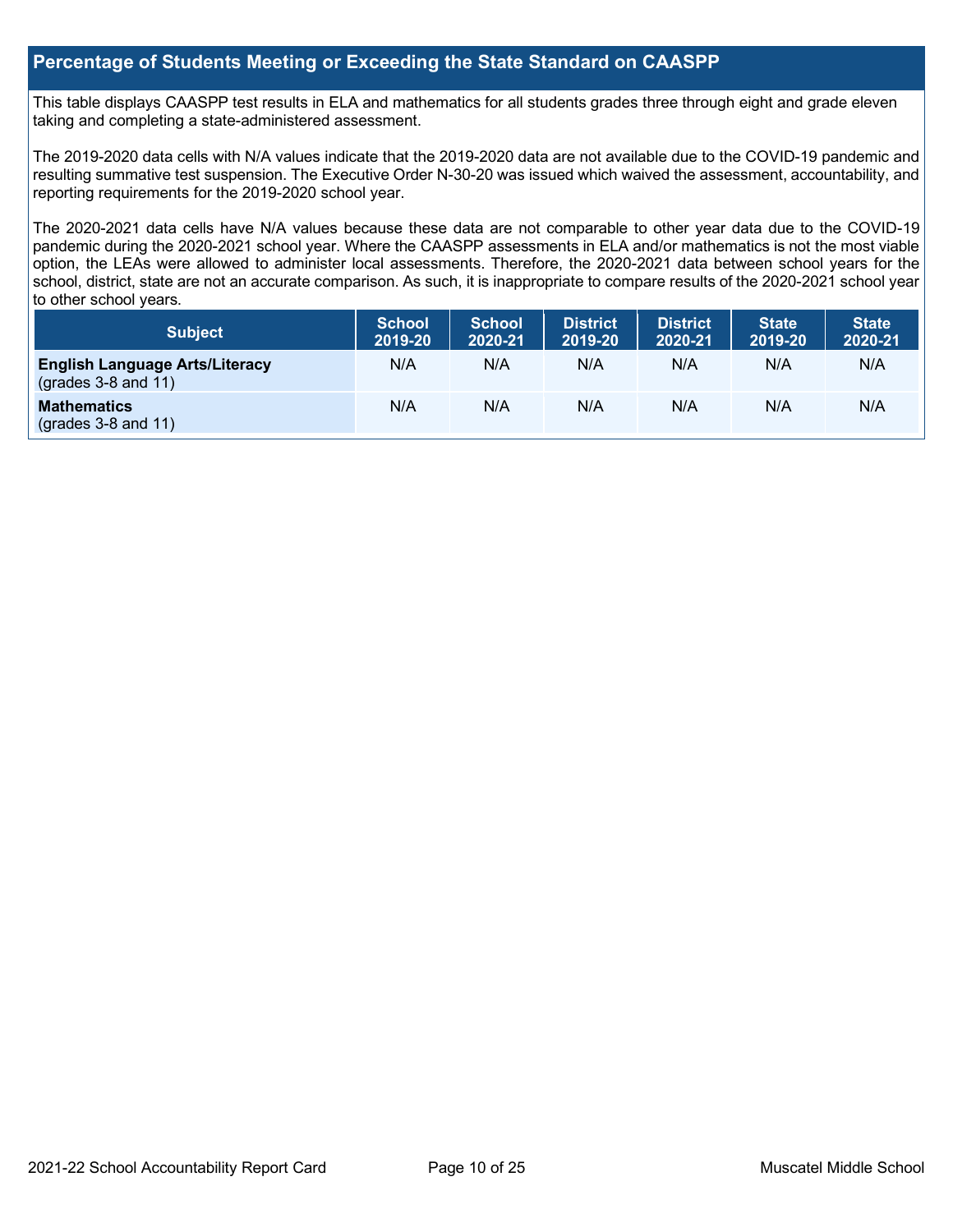## Percentage of Students Meeting or Exceeding the State Standard on CAASPP

This table displays CAASPP test results in ELA and mathematics for all students grades three through eight and grade eleven taking and completing a state-administered assessment.

The 2019-2020 data cells with N/A values indicate that the 2019-2020 data are not available due to the COVID-19 pandemic and resulting summative test suspension. The Executive Order N-30-20 was issued which waived the assessment, accountability, and reporting requirements for the 2019-2020 school year.

The 2020-2021 data cells have N/A values because these data are not comparable to other year data due to the COVID-19 pandemic during the 2020-2021 school year. Where the CAASPP assessments in ELA and/or mathematics is not the most viable option, the LEAs were allowed to administer local assessments. Therefore, the 2020-2021 data between school years for the school, district, state are not an accurate comparison. As such, it is inappropriate to compare results of the 2020-2021 school year to other school years.

| Subject | School 2019-20 | School 2020-21 | District 2019-20 | District 2020-21 | State 2019-20 | State 2020-21 |
|---|---|---|---|---|---|---|
| **English Language Arts/Literacy** (grades 3-8 and 11) | N/A | N/A | N/A | N/A | N/A | N/A |
| **Mathematics** (grades 3-8 and 11) | N/A | N/A | N/A | N/A | N/A | N/A |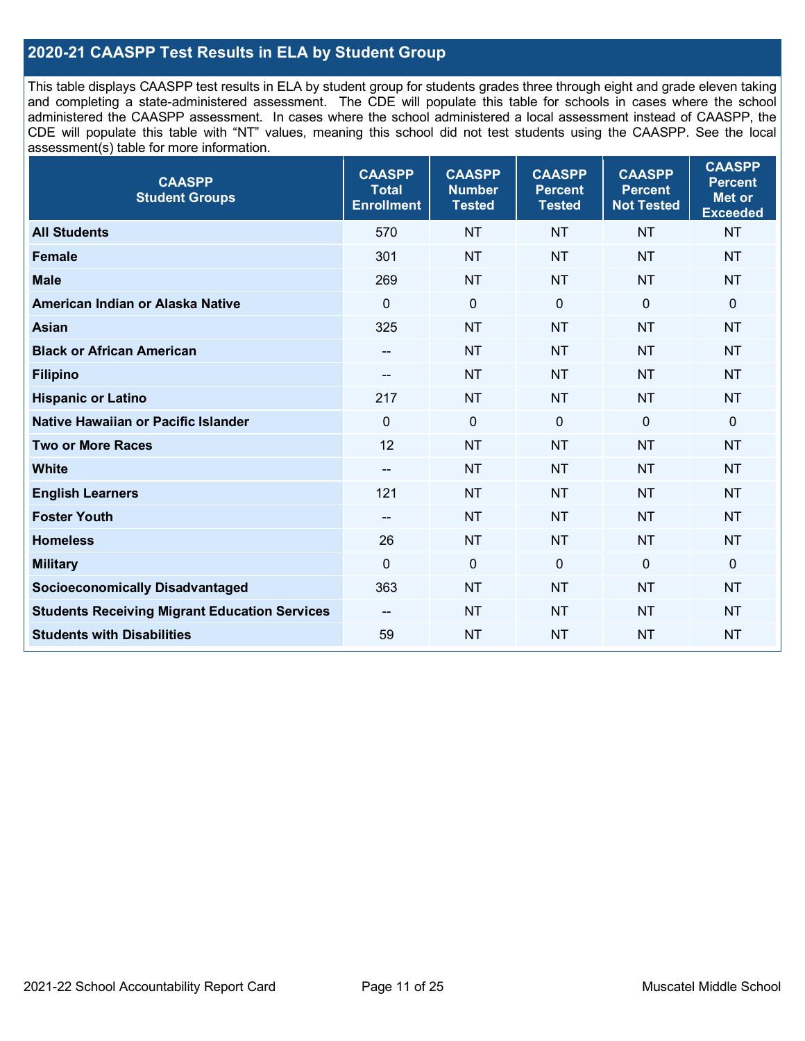## 2020-21 CAASPP Test Results in ELA by Student Group

This table displays CAASPP test results in ELA by student group for students grades three through eight and grade eleven taking and completing a state-administered assessment. The CDE will populate this table for schools in cases where the school administered the CAASPP assessment. In cases where the school administered a local assessment instead of CAASPP, the CDE will populate this table with "NT" values, meaning this school did not test students using the CAASPP. See the local assessment(s) table for more information.

| CAASPP Student Groups | CAASPP Total Enrollment | CAASPP Number Tested | CAASPP Percent Tested | CAASPP Percent Not Tested | CAASPP Percent Met or Exceeded |
|---|---|---|---|---|---|
| **All Students** | 570 | NT | NT | NT | NT |
| **Female** | 301 | NT | NT | NT | NT |
| **Male** | 269 | NT | NT | NT | NT |
| **American Indian or Alaska Native** | 0 | 0 | 0 | 0 | 0 |
| **Asian** | 325 | NT | NT | NT | NT |
| **Black or African American** | -- | NT | NT | NT | NT |
| **Filipino** | -- | NT | NT | NT | NT |
| **Hispanic or Latino** | 217 | NT | NT | NT | NT |
| **Native Hawaiian or Pacific Islander** | 0 | 0 | 0 | 0 | 0 |
| **Two or More Races** | 12 | NT | NT | NT | NT |
| **White** | -- | NT | NT | NT | NT |
| **English Learners** | 121 | NT | NT | NT | NT |
| **Foster Youth** | -- | NT | NT | NT | NT |
| **Homeless** | 26 | NT | NT | NT | NT |
| **Military** | 0 | 0 | 0 | 0 | 0 |
| **Socioeconomically Disadvantaged** | 363 | NT | NT | NT | NT |
| **Students Receiving Migrant Education Services** | -- | NT | NT | NT | NT |
| **Students with Disabilities** | 59 | NT | NT | NT | NT |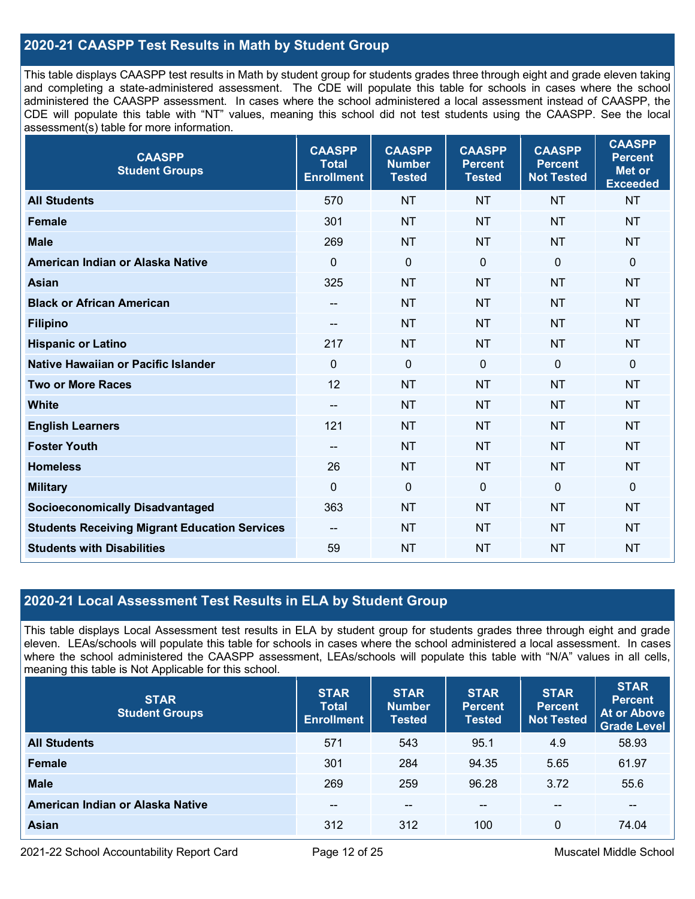## 2020-21 CAASPP Test Results in Math by Student Group

This table displays CAASPP test results in Math by student group for students grades three through eight and grade eleven taking and completing a state-administered assessment. The CDE will populate this table for schools in cases where the school administered the CAASPP assessment. In cases where the school administered a local assessment instead of CAASPP, the CDE will populate this table with "NT" values, meaning this school did not test students using the CAASPP. See the local assessment(s) table for more information.

| CAASPP Student Groups | CAASPP Total Enrollment | CAASPP Number Tested | CAASPP Percent Tested | CAASPP Percent Not Tested | CAASPP Percent Met or Exceeded |
|---|---|---|---|---|---|
| **All Students** | 570 | NT | NT | NT | NT |
| **Female** | 301 | NT | NT | NT | NT |
| **Male** | 269 | NT | NT | NT | NT |
| **American Indian or Alaska Native** | 0 | 0 | 0 | 0 | 0 |
| **Asian** | 325 | NT | NT | NT | NT |
| **Black or African American** | -- | NT | NT | NT | NT |
| **Filipino** | -- | NT | NT | NT | NT |
| **Hispanic or Latino** | 217 | NT | NT | NT | NT |
| **Native Hawaiian or Pacific Islander** | 0 | 0 | 0 | 0 | 0 |
| **Two or More Races** | 12 | NT | NT | NT | NT |
| **White** | -- | NT | NT | NT | NT |
| **English Learners** | 121 | NT | NT | NT | NT |
| **Foster Youth** | -- | NT | NT | NT | NT |
| **Homeless** | 26 | NT | NT | NT | NT |
| **Military** | 0 | 0 | 0 | 0 | 0 |
| **Socioeconomically Disadvantaged** | 363 | NT | NT | NT | NT |
| **Students Receiving Migrant Education Services** | -- | NT | NT | NT | NT |
| **Students with Disabilities** | 59 | NT | NT | NT | NT |

## 2020-21 Local Assessment Test Results in ELA by Student Group

This table displays Local Assessment test results in ELA by student group for students grades three through eight and grade eleven. LEAs/schools will populate this table for schools in cases where the school administered a local assessment. In cases where the school administered the CAASPP assessment, LEAs/schools will populate this table with "N/A" values in all cells, meaning this table is Not Applicable for this school.

| STAR Student Groups | STAR Total Enrollment | STAR Number Tested | STAR Percent Tested | STAR Percent Not Tested | STAR Percent At or Above Grade Level |
|---|---|---|---|---|---|
| **All Students** | 571 | 543 | 95.1 | 4.9 | 58.93 |
| **Female** | 301 | 284 | 94.35 | 5.65 | 61.97 |
| **Male** | 269 | 259 | 96.28 | 3.72 | 55.6 |
| **American Indian or Alaska Native** | -- | -- | -- | -- | -- |
| **Asian** | 312 | 312 | 100 | 0 | 74.04 |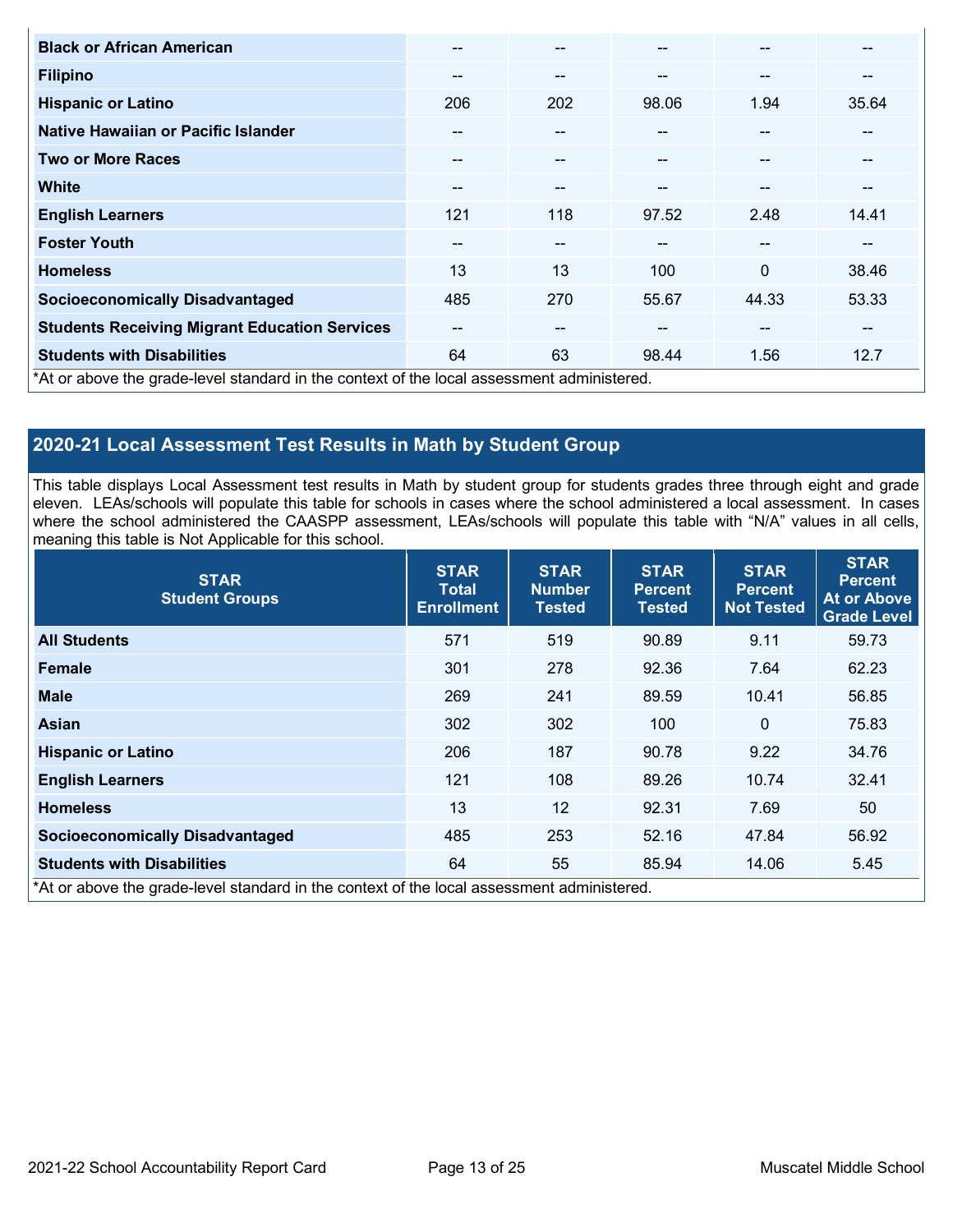| | | | | | |
|---|---|---|---|---|---|
| **Black or African American** | -- | -- | -- | -- | -- |
| **Filipino** | -- | -- | -- | -- | -- |
| **Hispanic or Latino** | 206 | 202 | 98.06 | 1.94 | 35.64 |
| **Native Hawaiian or Pacific Islander** | -- | -- | -- | -- | -- |
| **Two or More Races** | -- | -- | -- | -- | -- |
| **White** | -- | -- | -- | -- | -- |
| **English Learners** | 121 | 118 | 97.52 | 2.48 | 14.41 |
| **Foster Youth** | -- | -- | -- | -- | -- |
| **Homeless** | 13 | 13 | 100 | 0 | 38.46 |
| **Socioeconomically Disadvantaged** | 485 | 270 | 55.67 | 44.33 | 53.33 |
| **Students Receiving Migrant Education Services** | -- | -- | -- | -- | -- |
| **Students with Disabilities** | 64 | 63 | 98.44 | 1.56 | 12.7 |

*At or above the grade-level standard in the context of the local assessment administered.

## 2020-21 Local Assessment Test Results in Math by Student Group

This table displays Local Assessment test results in Math by student group for students grades three through eight and grade eleven. LEAs/schools will populate this table for schools in cases where the school administered a local assessment. In cases where the school administered the CAASPP assessment, LEAs/schools will populate this table with "N/A" values in all cells, meaning this table is Not Applicable for this school.

| STAR Student Groups | STAR Total Enrollment | STAR Number Tested | STAR Percent Tested | STAR Percent Not Tested | STAR Percent At or Above Grade Level |
|---|---|---|---|---|---|
| **All Students** | 571 | 519 | 90.89 | 9.11 | 59.73 |
| **Female** | 301 | 278 | 92.36 | 7.64 | 62.23 |
| **Male** | 269 | 241 | 89.59 | 10.41 | 56.85 |
| **Asian** | 302 | 302 | 100 | 0 | 75.83 |
| **Hispanic or Latino** | 206 | 187 | 90.78 | 9.22 | 34.76 |
| **English Learners** | 121 | 108 | 89.26 | 10.74 | 32.41 |
| **Homeless** | 13 | 12 | 92.31 | 7.69 | 50 |
| **Socioeconomically Disadvantaged** | 485 | 253 | 52.16 | 47.84 | 56.92 |
| **Students with Disabilities** | 64 | 55 | 85.94 | 14.06 | 5.45 |

*At or above the grade-level standard in the context of the local assessment administered.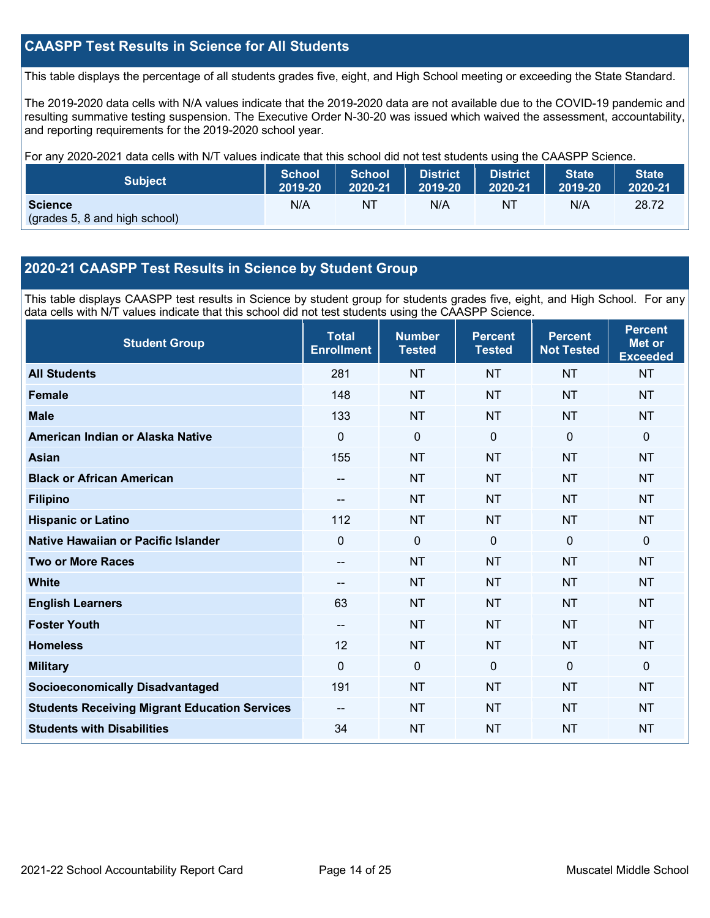## CAASPP Test Results in Science for All Students

This table displays the percentage of all students grades five, eight, and High School meeting or exceeding the State Standard.

The 2019-2020 data cells with N/A values indicate that the 2019-2020 data are not available due to the COVID-19 pandemic and resulting summative testing suspension. The Executive Order N-30-20 was issued which waived the assessment, accountability, and reporting requirements for the 2019-2020 school year.

For any 2020-2021 data cells with N/T values indicate that this school did not test students using the CAASPP Science.

| Subject | School 2019-20 | School 2020-21 | District 2019-20 | District 2020-21 | State 2019-20 | State 2020-21 |
|---|---|---|---|---|---|---|
| **Science** (grades 5, 8 and high school) | N/A | NT | N/A | NT | N/A | 28.72 |

## 2020-21 CAASPP Test Results in Science by Student Group

This table displays CAASPP test results in Science by student group for students grades five, eight, and High School. For any data cells with N/T values indicate that this school did not test students using the CAASPP Science.

| Student Group | Total Enrollment | Number Tested | Percent Tested | Percent Not Tested | Percent Met or Exceeded |
|---|---|---|---|---|---|
| **All Students** | 281 | NT | NT | NT | NT |
| **Female** | 148 | NT | NT | NT | NT |
| **Male** | 133 | NT | NT | NT | NT |
| **American Indian or Alaska Native** | 0 | 0 | 0 | 0 | 0 |
| **Asian** | 155 | NT | NT | NT | NT |
| **Black or African American** | -- | NT | NT | NT | NT |
| **Filipino** | -- | NT | NT | NT | NT |
| **Hispanic or Latino** | 112 | NT | NT | NT | NT |
| **Native Hawaiian or Pacific Islander** | 0 | 0 | 0 | 0 | 0 |
| **Two or More Races** | -- | NT | NT | NT | NT |
| **White** | -- | NT | NT | NT | NT |
| **English Learners** | 63 | NT | NT | NT | NT |
| **Foster Youth** | -- | NT | NT | NT | NT |
| **Homeless** | 12 | NT | NT | NT | NT |
| **Military** | 0 | 0 | 0 | 0 | 0 |
| **Socioeconomically Disadvantaged** | 191 | NT | NT | NT | NT |
| **Students Receiving Migrant Education Services** | -- | NT | NT | NT | NT |
| **Students with Disabilities** | 34 | NT | NT | NT | NT |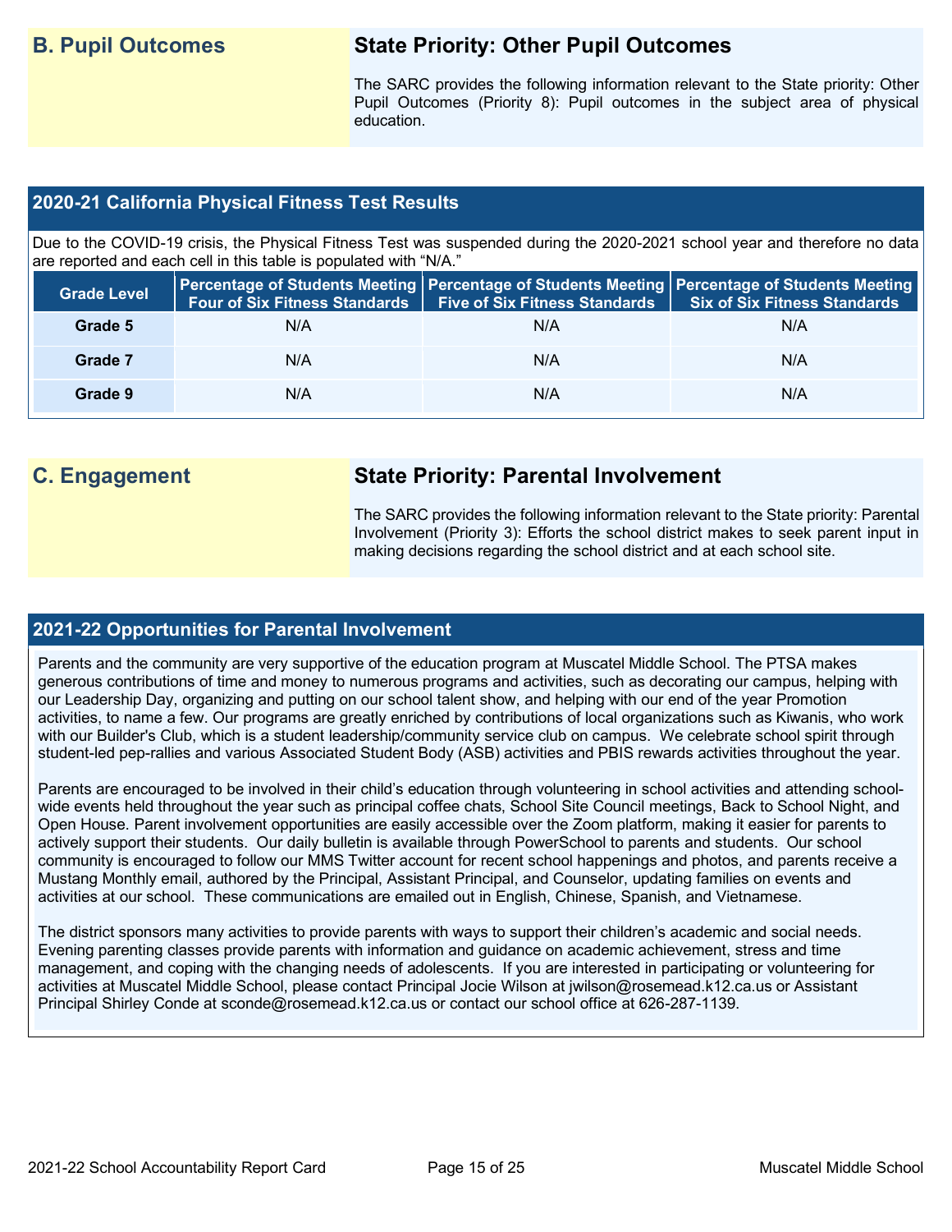## B. Pupil Outcomes

### State Priority: Other Pupil Outcomes

The SARC provides the following information relevant to the State priority: Other Pupil Outcomes (Priority 8): Pupil outcomes in the subject area of physical education.

### 2020-21 California Physical Fitness Test Results

Due to the COVID-19 crisis, the Physical Fitness Test was suspended during the 2020-2021 school year and therefore no data are reported and each cell in this table is populated with "N/A."

| Grade Level | Percentage of Students Meeting Four of Six Fitness Standards | Percentage of Students Meeting Five of Six Fitness Standards | Percentage of Students Meeting Six of Six Fitness Standards |
|---|---|---|---|
| Grade 5 | N/A | N/A | N/A |
| Grade 7 | N/A | N/A | N/A |
| Grade 9 | N/A | N/A | N/A |

## C. Engagement

### State Priority: Parental Involvement

The SARC provides the following information relevant to the State priority: Parental Involvement (Priority 3): Efforts the school district makes to seek parent input in making decisions regarding the school district and at each school site.

### 2021-22 Opportunities for Parental Involvement

Parents and the community are very supportive of the education program at Muscatel Middle School. The PTSA makes generous contributions of time and money to numerous programs and activities, such as decorating our campus, helping with our Leadership Day, organizing and putting on our school talent show, and helping with our end of the year Promotion activities, to name a few. Our programs are greatly enriched by contributions of local organizations such as Kiwanis, who work with our Builder's Club, which is a student leadership/community service club on campus. We celebrate school spirit through student-led pep-rallies and various Associated Student Body (ASB) activities and PBIS rewards activities throughout the year.

Parents are encouraged to be involved in their child's education through volunteering in school activities and attending school-wide events held throughout the year such as principal coffee chats, School Site Council meetings, Back to School Night, and Open House. Parent involvement opportunities are easily accessible over the Zoom platform, making it easier for parents to actively support their students. Our daily bulletin is available through PowerSchool to parents and students. Our school community is encouraged to follow our MMS Twitter account for recent school happenings and photos, and parents receive a Mustang Monthly email, authored by the Principal, Assistant Principal, and Counselor, updating families on events and activities at our school. These communications are emailed out in English, Chinese, Spanish, and Vietnamese.

The district sponsors many activities to provide parents with ways to support their children's academic and social needs. Evening parenting classes provide parents with information and guidance on academic achievement, stress and time management, and coping with the changing needs of adolescents. If you are interested in participating or volunteering for activities at Muscatel Middle School, please contact Principal Jocie Wilson at jwilson@rosemead.k12.ca.us or Assistant Principal Shirley Conde at sconde@rosemead.k12.ca.us or contact our school office at 626-287-1139.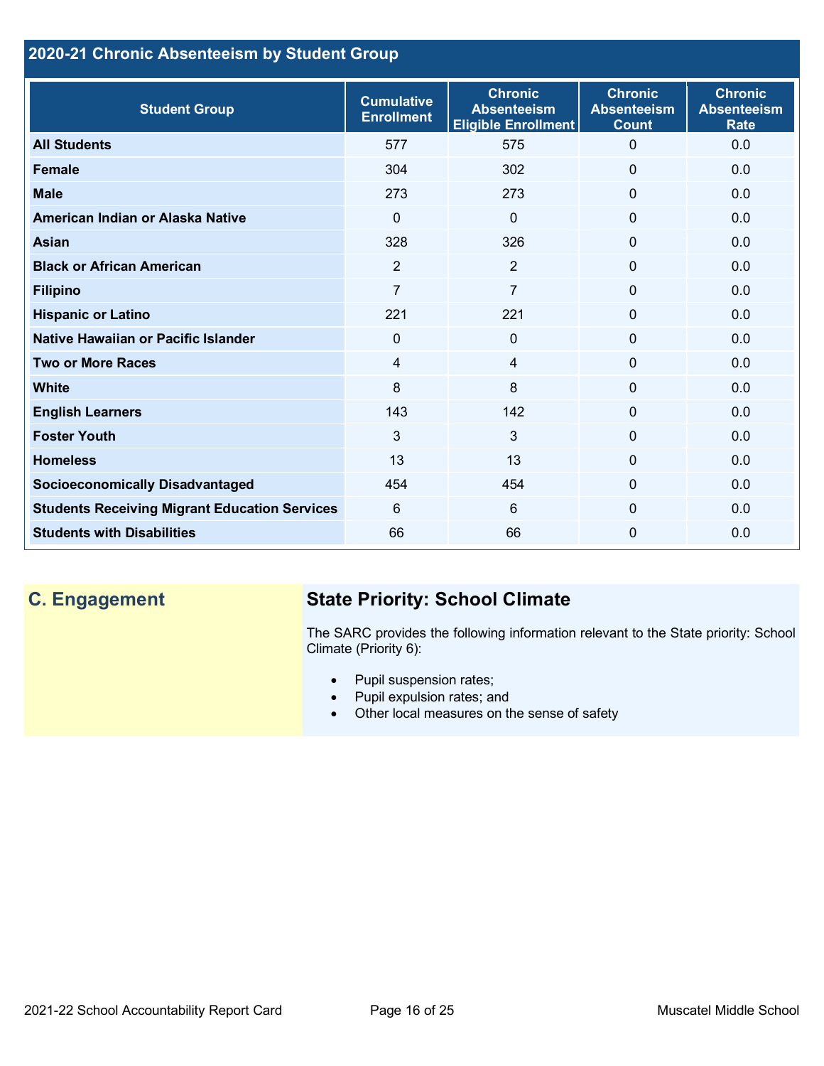## 2020-21 Chronic Absenteeism by Student Group

| Student Group | Cumulative Enrollment | Chronic Absenteeism Eligible Enrollment | Chronic Absenteeism Count | Chronic Absenteeism Rate |
|---|---|---|---|---|
| **All Students** | 577 | 575 | 0 | 0.0 |
| **Female** | 304 | 302 | 0 | 0.0 |
| **Male** | 273 | 273 | 0 | 0.0 |
| **American Indian or Alaska Native** | 0 | 0 | 0 | 0.0 |
| **Asian** | 328 | 326 | 0 | 0.0 |
| **Black or African American** | 2 | 2 | 0 | 0.0 |
| **Filipino** | 7 | 7 | 0 | 0.0 |
| **Hispanic or Latino** | 221 | 221 | 0 | 0.0 |
| **Native Hawaiian or Pacific Islander** | 0 | 0 | 0 | 0.0 |
| **Two or More Races** | 4 | 4 | 0 | 0.0 |
| **White** | 8 | 8 | 0 | 0.0 |
| **English Learners** | 143 | 142 | 0 | 0.0 |
| **Foster Youth** | 3 | 3 | 0 | 0.0 |
| **Homeless** | 13 | 13 | 0 | 0.0 |
| **Socioeconomically Disadvantaged** | 454 | 454 | 0 | 0.0 |
| **Students Receiving Migrant Education Services** | 6 | 6 | 0 | 0.0 |
| **Students with Disabilities** | 66 | 66 | 0 | 0.0 |

## C. Engagement

### State Priority: School Climate

The SARC provides the following information relevant to the State priority: School Climate (Priority 6):

- Pupil suspension rates;
- Pupil expulsion rates; and
- Other local measures on the sense of safety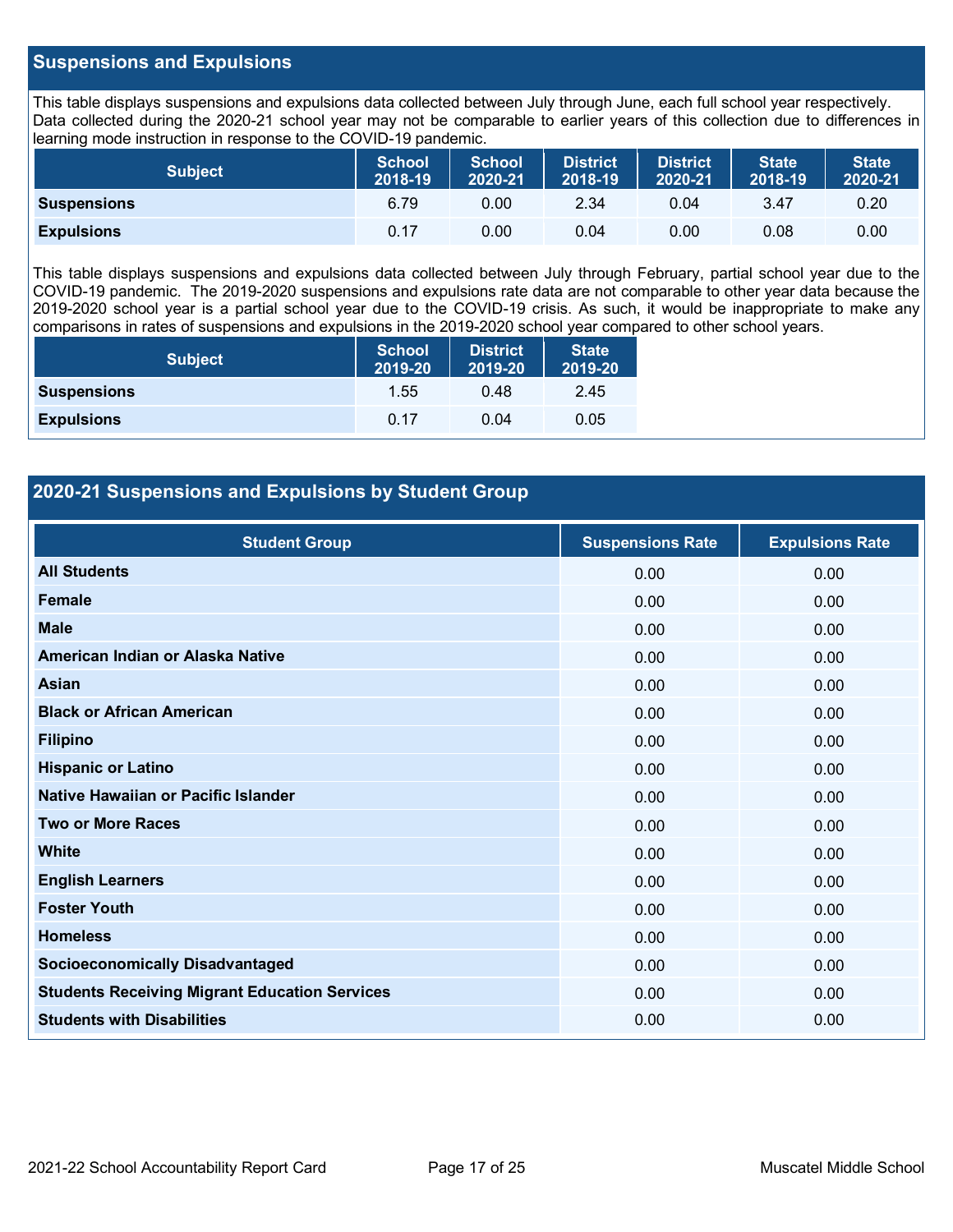## Suspensions and Expulsions

This table displays suspensions and expulsions data collected between July through June, each full school year respectively. Data collected during the 2020-21 school year may not be comparable to earlier years of this collection due to differences in learning mode instruction in response to the COVID-19 pandemic.

| Subject | School 2018-19 | School 2020-21 | District 2018-19 | District 2020-21 | State 2018-19 | State 2020-21 |
|---|---|---|---|---|---|---|
| Suspensions | 6.79 | 0.00 | 2.34 | 0.04 | 3.47 | 0.20 |
| Expulsions | 0.17 | 0.00 | 0.04 | 0.00 | 0.08 | 0.00 |

This table displays suspensions and expulsions data collected between July through February, partial school year due to the COVID-19 pandemic. The 2019-2020 suspensions and expulsions rate data are not comparable to other year data because the 2019-2020 school year is a partial school year due to the COVID-19 crisis. As such, it would be inappropriate to make any comparisons in rates of suspensions and expulsions in the 2019-2020 school year compared to other school years.

| Subject | School 2019-20 | District 2019-20 | State 2019-20 |
|---|---|---|---|
| Suspensions | 1.55 | 0.48 | 2.45 |
| Expulsions | 0.17 | 0.04 | 0.05 |

## 2020-21 Suspensions and Expulsions by Student Group

| Student Group | Suspensions Rate | Expulsions Rate |
|---|---|---|
| All Students | 0.00 | 0.00 |
| Female | 0.00 | 0.00 |
| Male | 0.00 | 0.00 |
| American Indian or Alaska Native | 0.00 | 0.00 |
| Asian | 0.00 | 0.00 |
| Black or African American | 0.00 | 0.00 |
| Filipino | 0.00 | 0.00 |
| Hispanic or Latino | 0.00 | 0.00 |
| Native Hawaiian or Pacific Islander | 0.00 | 0.00 |
| Two or More Races | 0.00 | 0.00 |
| White | 0.00 | 0.00 |
| English Learners | 0.00 | 0.00 |
| Foster Youth | 0.00 | 0.00 |
| Homeless | 0.00 | 0.00 |
| Socioeconomically Disadvantaged | 0.00 | 0.00 |
| Students Receiving Migrant Education Services | 0.00 | 0.00 |
| Students with Disabilities | 0.00 | 0.00 |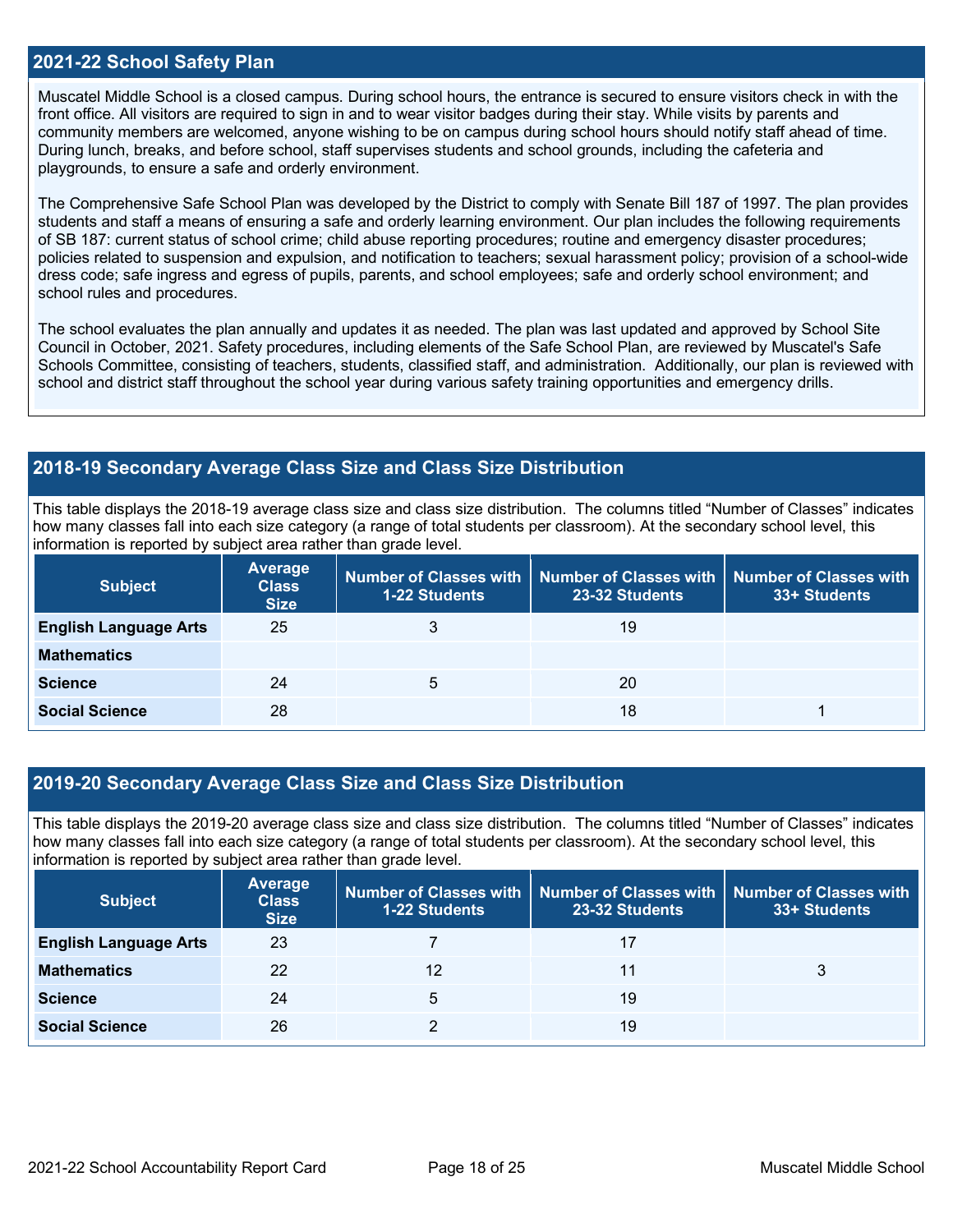## 2021-22 School Safety Plan

Muscatel Middle School is a closed campus. During school hours, the entrance is secured to ensure visitors check in with the front office. All visitors are required to sign in and to wear visitor badges during their stay. While visits by parents and community members are welcomed, anyone wishing to be on campus during school hours should notify staff ahead of time. During lunch, breaks, and before school, staff supervises students and school grounds, including the cafeteria and playgrounds, to ensure a safe and orderly environment.

The Comprehensive Safe School Plan was developed by the District to comply with Senate Bill 187 of 1997. The plan provides students and staff a means of ensuring a safe and orderly learning environment. Our plan includes the following requirements of SB 187: current status of school crime; child abuse reporting procedures; routine and emergency disaster procedures; policies related to suspension and expulsion, and notification to teachers; sexual harassment policy; provision of a school-wide dress code; safe ingress and egress of pupils, parents, and school employees; safe and orderly school environment; and school rules and procedures.

The school evaluates the plan annually and updates it as needed. The plan was last updated and approved by School Site Council in October, 2021. Safety procedures, including elements of the Safe School Plan, are reviewed by Muscatel's Safe Schools Committee, consisting of teachers, students, classified staff, and administration. Additionally, our plan is reviewed with school and district staff throughout the school year during various safety training opportunities and emergency drills.

## 2018-19 Secondary Average Class Size and Class Size Distribution

This table displays the 2018-19 average class size and class size distribution. The columns titled "Number of Classes" indicates how many classes fall into each size category (a range of total students per classroom). At the secondary school level, this information is reported by subject area rather than grade level.

| Subject | Average Class Size | Number of Classes with 1-22 Students | Number of Classes with 23-32 Students | Number of Classes with 33+ Students |
|---|---|---|---|---|
| English Language Arts | 25 | 3 | 19 | |
| Mathematics | | | | |
| Science | 24 | 5 | 20 | |
| Social Science | 28 | | 18 | 1 |

## 2019-20 Secondary Average Class Size and Class Size Distribution

This table displays the 2019-20 average class size and class size distribution. The columns titled "Number of Classes" indicates how many classes fall into each size category (a range of total students per classroom). At the secondary school level, this information is reported by subject area rather than grade level.

| Subject | Average Class Size | Number of Classes with 1-22 Students | Number of Classes with 23-32 Students | Number of Classes with 33+ Students |
|---|---|---|---|---|
| English Language Arts | 23 | 7 | 17 | |
| Mathematics | 22 | 12 | 11 | 3 |
| Science | 24 | 5 | 19 | |
| Social Science | 26 | 2 | 19 | |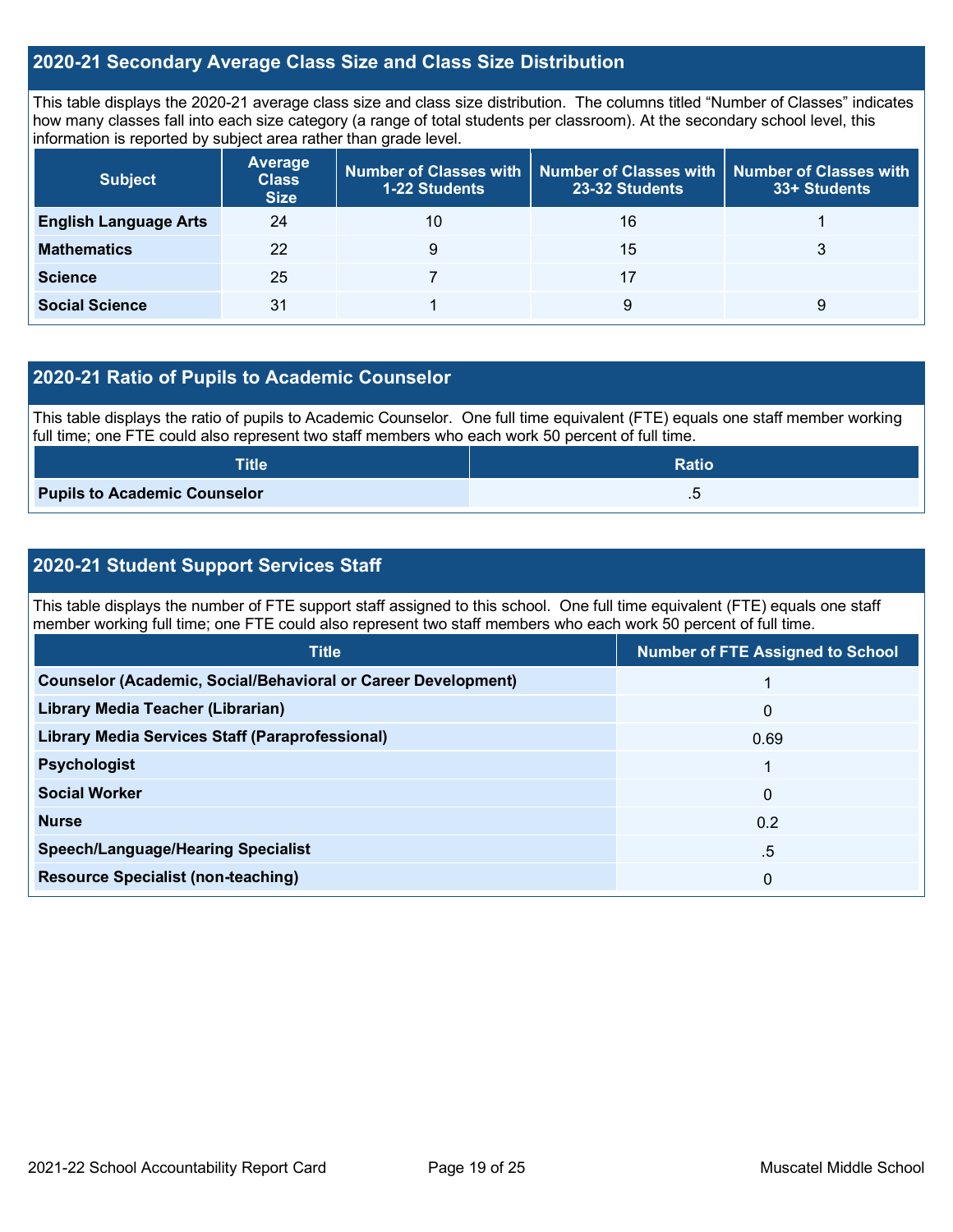## 2020-21 Secondary Average Class Size and Class Size Distribution

This table displays the 2020-21 average class size and class size distribution. The columns titled "Number of Classes" indicates how many classes fall into each size category (a range of total students per classroom). At the secondary school level, this information is reported by subject area rather than grade level.

| Subject | Average Class Size | Number of Classes with 1-22 Students | Number of Classes with 23-32 Students | Number of Classes with 33+ Students |
|---|---|---|---|---|
| English Language Arts | 24 | 10 | 16 | 1 |
| Mathematics | 22 | 9 | 15 | 3 |
| Science | 25 | 7 | 17 | |
| Social Science | 31 | 1 | 9 | 9 |

## 2020-21 Ratio of Pupils to Academic Counselor

This table displays the ratio of pupils to Academic Counselor. One full time equivalent (FTE) equals one staff member working full time; one FTE could also represent two staff members who each work 50 percent of full time.

| Title | Ratio |
|---|---|
| Pupils to Academic Counselor | .5 |

## 2020-21 Student Support Services Staff

This table displays the number of FTE support staff assigned to this school. One full time equivalent (FTE) equals one staff member working full time; one FTE could also represent two staff members who each work 50 percent of full time.

| Title | Number of FTE Assigned to School |
|---|---|
| Counselor (Academic, Social/Behavioral or Career Development) | 1 |
| Library Media Teacher (Librarian) | 0 |
| Library Media Services Staff (Paraprofessional) | 0.69 |
| Psychologist | 1 |
| Social Worker | 0 |
| Nurse | 0.2 |
| Speech/Language/Hearing Specialist | .5 |
| Resource Specialist (non-teaching) | 0 |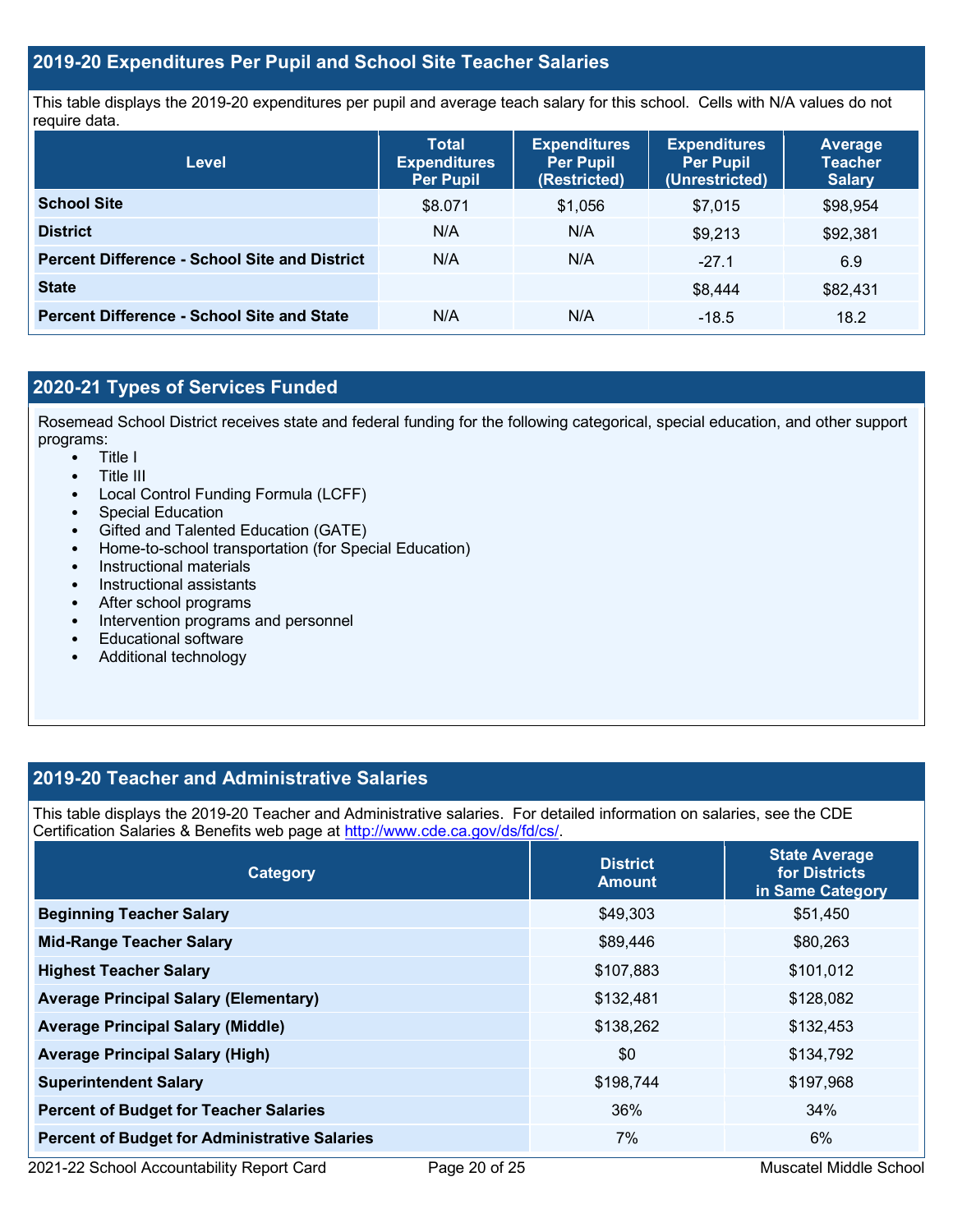## 2019-20 Expenditures Per Pupil and School Site Teacher Salaries

This table displays the 2019-20 expenditures per pupil and average teach salary for this school. Cells with N/A values do not require data.

| Level | Total Expenditures Per Pupil | Expenditures Per Pupil (Restricted) | Expenditures Per Pupil (Unrestricted) | Average Teacher Salary |
|---|---|---|---|---|
| **School Site** | $8.071 | $1,056 | $7,015 | $98,954 |
| **District** | N/A | N/A | $9,213 | $92,381 |
| **Percent Difference - School Site and District** | N/A | N/A | -27.1 | 6.9 |
| **State** | | | $8,444 | $82,431 |
| **Percent Difference - School Site and State** | N/A | N/A | -18.5 | 18.2 |

## 2020-21 Types of Services Funded

Rosemead School District receives state and federal funding for the following categorical, special education, and other support programs:

- Title I
- Title III
- Local Control Funding Formula (LCFF)
- Special Education
- Gifted and Talented Education (GATE)
- Home-to-school transportation (for Special Education)
- Instructional materials
- Instructional assistants
- After school programs
- Intervention programs and personnel
- Educational software
- Additional technology

## 2019-20 Teacher and Administrative Salaries

This table displays the 2019-20 Teacher and Administrative salaries. For detailed information on salaries, see the CDE Certification Salaries & Benefits web page at http://www.cde.ca.gov/ds/fd/cs/.

| Category | District Amount | State Average for Districts in Same Category |
|---|---|---|
| **Beginning Teacher Salary** | $49,303 | $51,450 |
| **Mid-Range Teacher Salary** | $89,446 | $80,263 |
| **Highest Teacher Salary** | $107,883 | $101,012 |
| **Average Principal Salary (Elementary)** | $132,481 | $128,082 |
| **Average Principal Salary (Middle)** | $138,262 | $132,453 |
| **Average Principal Salary (High)** | $0 | $134,792 |
| **Superintendent Salary** | $198,744 | $197,968 |
| **Percent of Budget for Teacher Salaries** | 36% | 34% |
| **Percent of Budget for Administrative Salaries** | 7% | 6% |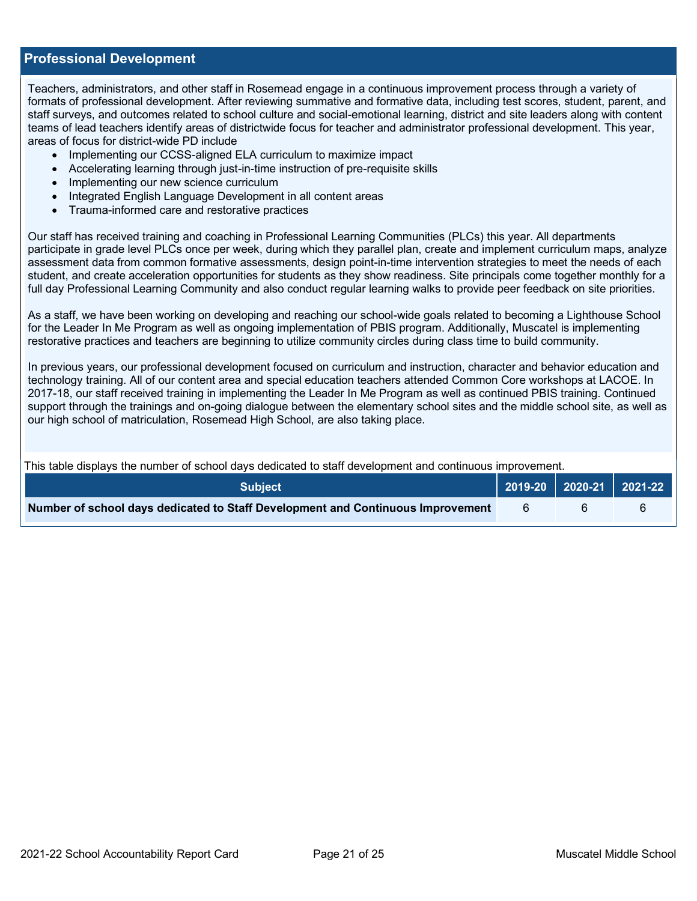## Professional Development

Teachers, administrators, and other staff in Rosemead engage in a continuous improvement process through a variety of formats of professional development. After reviewing summative and formative data, including test scores, student, parent, and staff surveys, and outcomes related to school culture and social-emotional learning, district and site leaders along with content teams of lead teachers identify areas of districtwide focus for teacher and administrator professional development. This year, areas of focus for district-wide PD include

- Implementing our CCSS-aligned ELA curriculum to maximize impact
- Accelerating learning through just-in-time instruction of pre-requisite skills
- Implementing our new science curriculum
- Integrated English Language Development in all content areas
- Trauma-informed care and restorative practices

Our staff has received training and coaching in Professional Learning Communities (PLCs) this year. All departments participate in grade level PLCs once per week, during which they parallel plan, create and implement curriculum maps, analyze assessment data from common formative assessments, design point-in-time intervention strategies to meet the needs of each student, and create acceleration opportunities for students as they show readiness. Site principals come together monthly for a full day Professional Learning Community and also conduct regular learning walks to provide peer feedback on site priorities.

As a staff, we have been working on developing and reaching our school-wide goals related to becoming a Lighthouse School for the Leader In Me Program as well as ongoing implementation of PBIS program. Additionally, Muscatel is implementing restorative practices and teachers are beginning to utilize community circles during class time to build community.

In previous years, our professional development focused on curriculum and instruction, character and behavior education and technology training. All of our content area and special education teachers attended Common Core workshops at LACOE. In 2017-18, our staff received training in implementing the Leader In Me Program as well as continued PBIS training. Continued support through the trainings and on-going dialogue between the elementary school sites and the middle school site, as well as our high school of matriculation, Rosemead High School, are also taking place.

This table displays the number of school days dedicated to staff development and continuous improvement.

| Subject | 2019-20 | 2020-21 | 2021-22 |
|---|---|---|---|
| **Number of school days dedicated to Staff Development and Continuous Improvement** | 6 | 6 | 6 |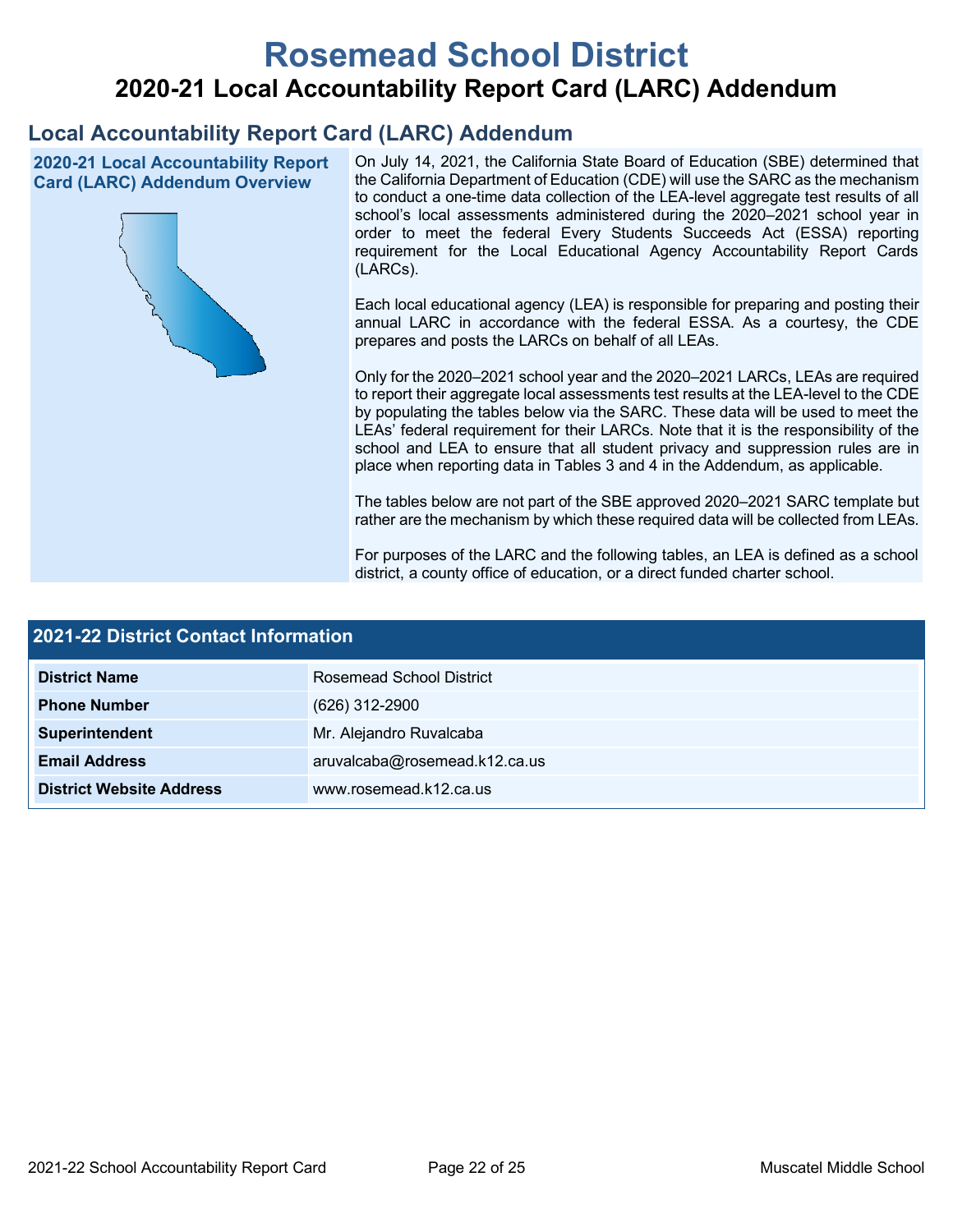# Rosemead School District

## 2020-21 Local Accountability Report Card (LARC) Addendum

## Local Accountability Report Card (LARC) Addendum

**2020-21 Local Accountability Report Card (LARC) Addendum Overview**

On July 14, 2021, the California State Board of Education (SBE) determined that the California Department of Education (CDE) will use the SARC as the mechanism to conduct a one-time data collection of the LEA-level aggregate test results of all school's local assessments administered during the 2020–2021 school year in order to meet the federal Every Students Succeeds Act (ESSA) reporting requirement for the Local Educational Agency Accountability Report Cards (LARCs).

Each local educational agency (LEA) is responsible for preparing and posting their annual LARC in accordance with the federal ESSA. As a courtesy, the CDE prepares and posts the LARCs on behalf of all LEAs.

Only for the 2020–2021 school year and the 2020–2021 LARCs, LEAs are required to report their aggregate local assessments test results at the LEA-level to the CDE by populating the tables below via the SARC. These data will be used to meet the LEAs' federal requirement for their LARCs. Note that it is the responsibility of the school and LEA to ensure that all student privacy and suppression rules are in place when reporting data in Tables 3 and 4 in the Addendum, as applicable.

The tables below are not part of the SBE approved 2020–2021 SARC template but rather are the mechanism by which these required data will be collected from LEAs.

For purposes of the LARC and the following tables, an LEA is defined as a school district, a county office of education, or a direct funded charter school.

| 2021-22 District Contact Information | |
|---|---|
| **District Name** | Rosemead School District |
| **Phone Number** | (626) 312-2900 |
| **Superintendent** | Mr. Alejandro Ruvalcaba |
| **Email Address** | aruvalcaba@rosemead.k12.ca.us |
| **District Website Address** | www.rosemead.k12.ca.us |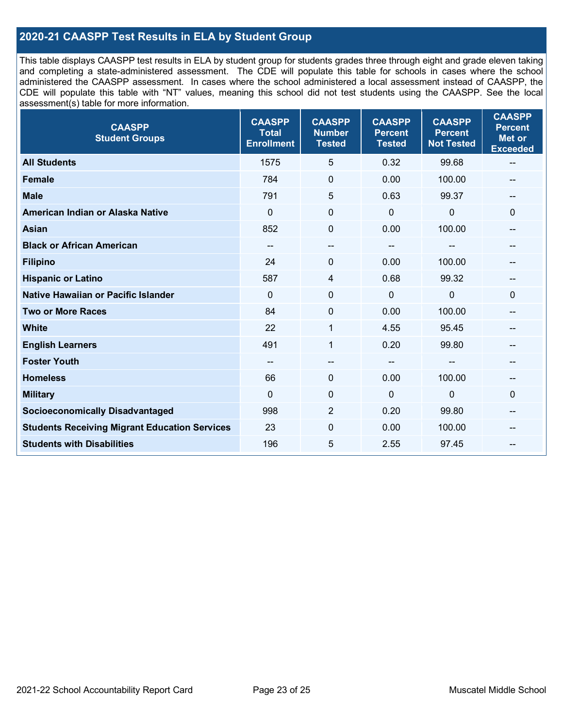## 2020-21 CAASPP Test Results in ELA by Student Group

This table displays CAASPP test results in ELA by student group for students grades three through eight and grade eleven taking and completing a state-administered assessment. The CDE will populate this table for schools in cases where the school administered the CAASPP assessment. In cases where the school administered a local assessment instead of CAASPP, the CDE will populate this table with "NT" values, meaning this school did not test students using the CAASPP. See the local assessment(s) table for more information.

| CAASPP Student Groups | CAASPP Total Enrollment | CAASPP Number Tested | CAASPP Percent Tested | CAASPP Percent Not Tested | CAASPP Percent Met or Exceeded |
|---|---|---|---|---|---|
| **All Students** | 1575 | 5 | 0.32 | 99.68 | -- |
| **Female** | 784 | 0 | 0.00 | 100.00 | -- |
| **Male** | 791 | 5 | 0.63 | 99.37 | -- |
| **American Indian or Alaska Native** | 0 | 0 | 0 | 0 | 0 |
| **Asian** | 852 | 0 | 0.00 | 100.00 | -- |
| **Black or African American** | -- | -- | -- | -- | -- |
| **Filipino** | 24 | 0 | 0.00 | 100.00 | -- |
| **Hispanic or Latino** | 587 | 4 | 0.68 | 99.32 | -- |
| **Native Hawaiian or Pacific Islander** | 0 | 0 | 0 | 0 | 0 |
| **Two or More Races** | 84 | 0 | 0.00 | 100.00 | -- |
| **White** | 22 | 1 | 4.55 | 95.45 | -- |
| **English Learners** | 491 | 1 | 0.20 | 99.80 | -- |
| **Foster Youth** | -- | -- | -- | -- | -- |
| **Homeless** | 66 | 0 | 0.00 | 100.00 | -- |
| **Military** | 0 | 0 | 0 | 0 | 0 |
| **Socioeconomically Disadvantaged** | 998 | 2 | 0.20 | 99.80 | -- |
| **Students Receiving Migrant Education Services** | 23 | 0 | 0.00 | 100.00 | -- |
| **Students with Disabilities** | 196 | 5 | 2.55 | 97.45 | -- |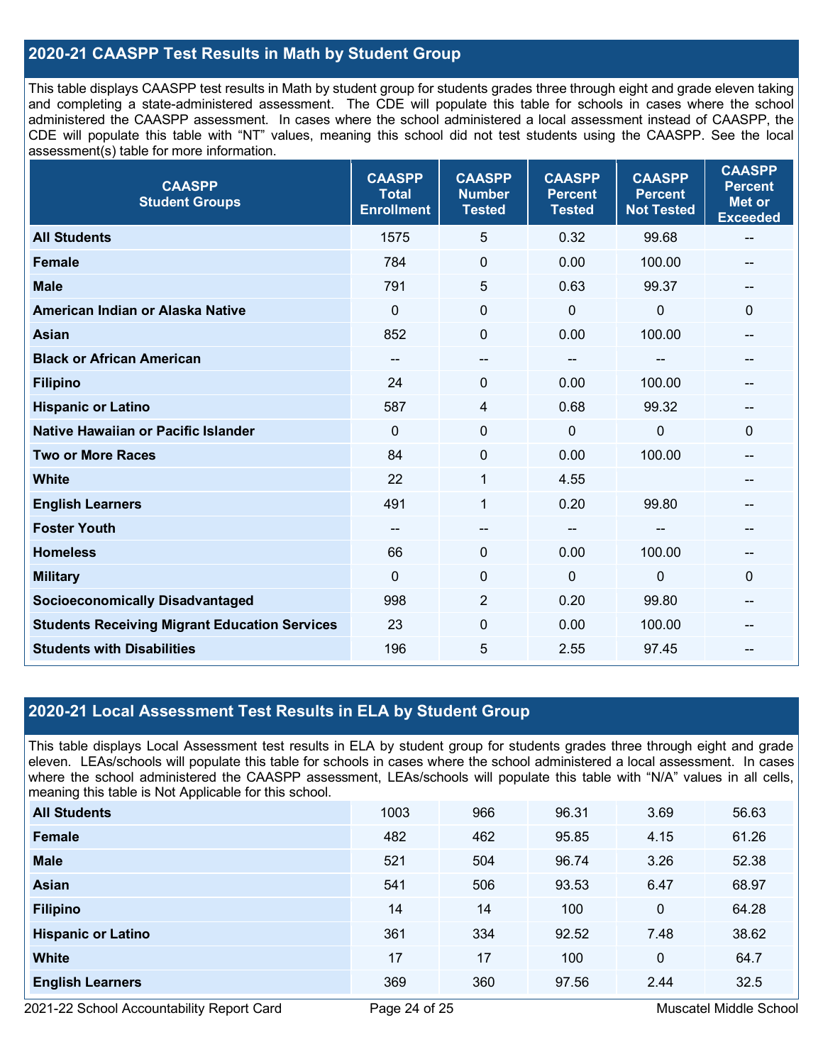## 2020-21 CAASPP Test Results in Math by Student Group

This table displays CAASPP test results in Math by student group for students grades three through eight and grade eleven taking and completing a state-administered assessment. The CDE will populate this table for schools in cases where the school administered the CAASPP assessment. In cases where the school administered a local assessment instead of CAASPP, the CDE will populate this table with "NT" values, meaning this school did not test students using the CAASPP. See the local assessment(s) table for more information.

| CAASPP Student Groups | CAASPP Total Enrollment | CAASPP Number Tested | CAASPP Percent Tested | CAASPP Percent Not Tested | CAASPP Percent Met or Exceeded |
|---|---|---|---|---|---|
| **All Students** | 1575 | 5 | 0.32 | 99.68 | -- |
| **Female** | 784 | 0 | 0.00 | 100.00 | -- |
| **Male** | 791 | 5 | 0.63 | 99.37 | -- |
| **American Indian or Alaska Native** | 0 | 0 | 0 | 0 | 0 |
| **Asian** | 852 | 0 | 0.00 | 100.00 | -- |
| **Black or African American** | -- | -- | -- | -- | -- |
| **Filipino** | 24 | 0 | 0.00 | 100.00 | -- |
| **Hispanic or Latino** | 587 | 4 | 0.68 | 99.32 | -- |
| **Native Hawaiian or Pacific Islander** | 0 | 0 | 0 | 0 | 0 |
| **Two or More Races** | 84 | 0 | 0.00 | 100.00 | -- |
| **White** | 22 | 1 | 4.55 | | -- |
| **English Learners** | 491 | 1 | 0.20 | 99.80 | -- |
| **Foster Youth** | -- | -- | -- | -- | -- |
| **Homeless** | 66 | 0 | 0.00 | 100.00 | -- |
| **Military** | 0 | 0 | 0 | 0 | 0 |
| **Socioeconomically Disadvantaged** | 998 | 2 | 0.20 | 99.80 | -- |
| **Students Receiving Migrant Education Services** | 23 | 0 | 0.00 | 100.00 | -- |
| **Students with Disabilities** | 196 | 5 | 2.55 | 97.45 | -- |

## 2020-21 Local Assessment Test Results in ELA by Student Group

This table displays Local Assessment test results in ELA by student group for students grades three through eight and grade eleven. LEAs/schools will populate this table for schools in cases where the school administered a local assessment. In cases where the school administered the CAASPP assessment, LEAs/schools will populate this table with "N/A" values in all cells, meaning this table is Not Applicable for this school.

| | | | | | |
|---|---|---|---|---|---|
| **All Students** | 1003 | 966 | 96.31 | 3.69 | 56.63 |
| **Female** | 482 | 462 | 95.85 | 4.15 | 61.26 |
| **Male** | 521 | 504 | 96.74 | 3.26 | 52.38 |
| **Asian** | 541 | 506 | 93.53 | 6.47 | 68.97 |
| **Filipino** | 14 | 14 | 100 | 0 | 64.28 |
| **Hispanic or Latino** | 361 | 334 | 92.52 | 7.48 | 38.62 |
| **White** | 17 | 17 | 100 | 0 | 64.7 |
| **English Learners** | 369 | 360 | 97.56 | 2.44 | 32.5 |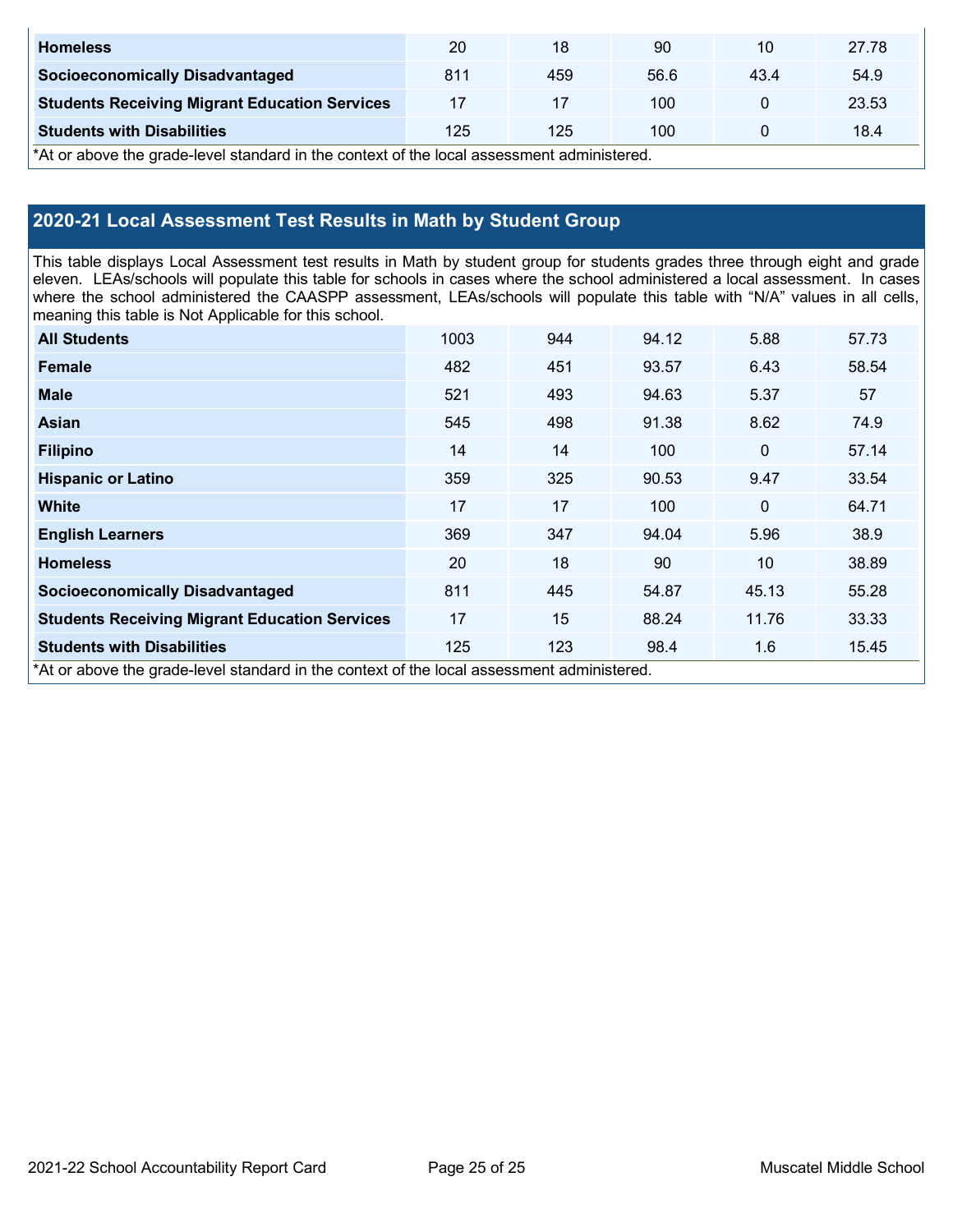| | | | | | |
|---|---|---|---|---|---|
| **Homeless** | 20 | 18 | 90 | 10 | 27.78 |
| **Socioeconomically Disadvantaged** | 811 | 459 | 56.6 | 43.4 | 54.9 |
| **Students Receiving Migrant Education Services** | 17 | 17 | 100 | 0 | 23.53 |
| **Students with Disabilities** | 125 | 125 | 100 | 0 | 18.4 |

*At or above the grade-level standard in the context of the local assessment administered.

## 2020-21 Local Assessment Test Results in Math by Student Group

This table displays Local Assessment test results in Math by student group for students grades three through eight and grade eleven. LEAs/schools will populate this table for schools in cases where the school administered a local assessment. In cases where the school administered the CAASPP assessment, LEAs/schools will populate this table with "N/A" values in all cells, meaning this table is Not Applicable for this school.

| | | | | | |
|---|---|---|---|---|---|
| **All Students** | 1003 | 944 | 94.12 | 5.88 | 57.73 |
| **Female** | 482 | 451 | 93.57 | 6.43 | 58.54 |
| **Male** | 521 | 493 | 94.63 | 5.37 | 57 |
| **Asian** | 545 | 498 | 91.38 | 8.62 | 74.9 |
| **Filipino** | 14 | 14 | 100 | 0 | 57.14 |
| **Hispanic or Latino** | 359 | 325 | 90.53 | 9.47 | 33.54 |
| **White** | 17 | 17 | 100 | 0 | 64.71 |
| **English Learners** | 369 | 347 | 94.04 | 5.96 | 38.9 |
| **Homeless** | 20 | 18 | 90 | 10 | 38.89 |
| **Socioeconomically Disadvantaged** | 811 | 445 | 54.87 | 45.13 | 55.28 |
| **Students Receiving Migrant Education Services** | 17 | 15 | 88.24 | 11.76 | 33.33 |
| **Students with Disabilities** | 125 | 123 | 98.4 | 1.6 | 15.45 |

*At or above the grade-level standard in the context of the local assessment administered.